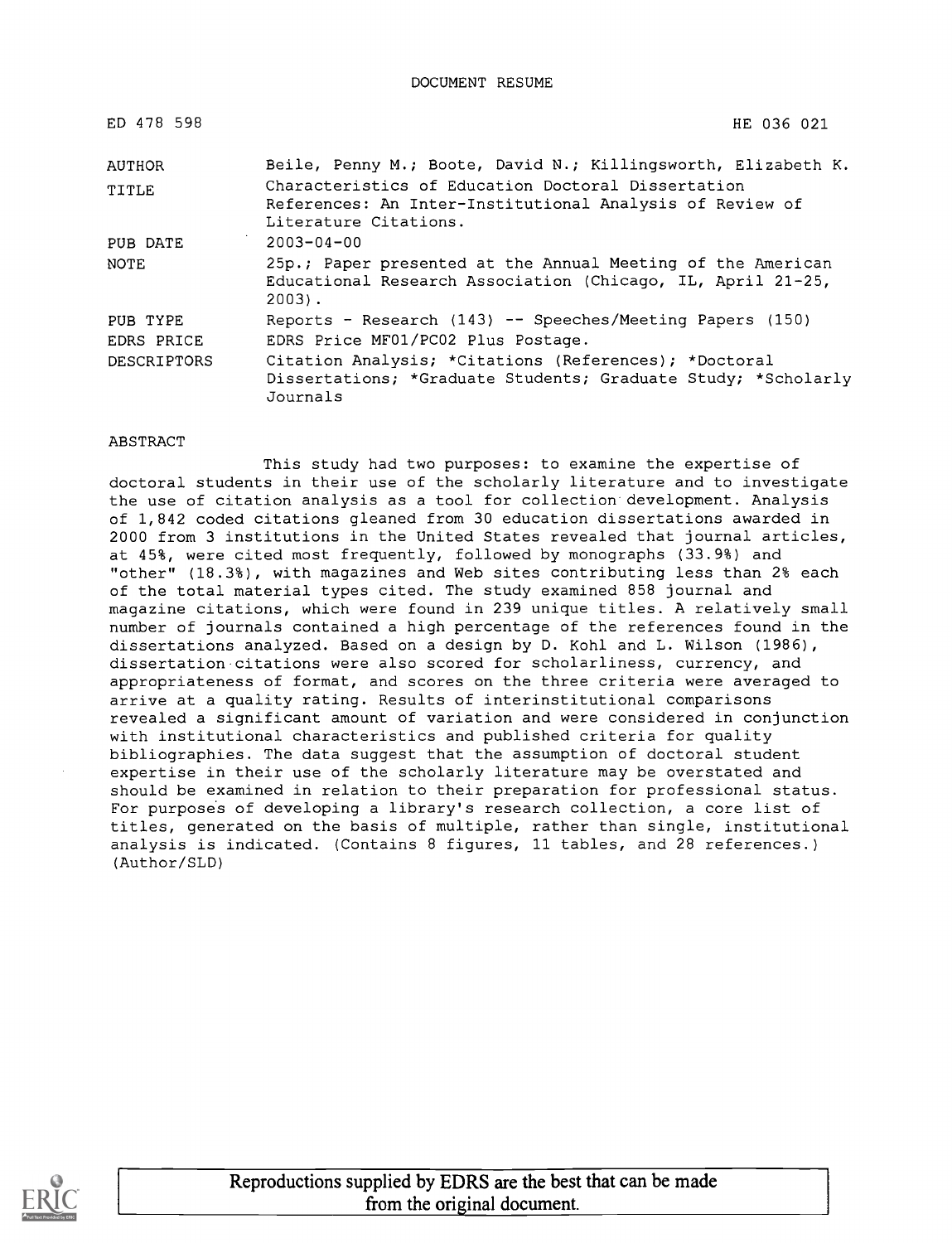DOCUMENT RESUME

| ED 478 598 | HE 036 021 |
|---|---|
| AUTHOR | Beile, Penny M.; Boote, David N.; Killingsworth, Elizabeth K. |
| TITLE | Characteristics of Education Doctoral Dissertation References: An Inter-Institutional Analysis of Review of Literature Citations. |
| PUB DATE | 2003-04-00 |
| NOTE | 25p.; Paper presented at the Annual Meeting of the American Educational Research Association (Chicago, IL, April 21-25, 2003). |
| PUB TYPE | Reports - Research (143) -- Speeches/Meeting Papers (150) |
| EDRS PRICE | EDRS Price MF01/PC02 Plus Postage. |
| DESCRIPTORS | Citation Analysis; *Citations (References); *Doctoral Dissertations; *Graduate Students; Graduate Study; *Scholarly Journals |

ABSTRACT

This study had two purposes: to examine the expertise of doctoral students in their use of the scholarly literature and to investigate the use of citation analysis as a tool for collection development. Analysis of 1,842 coded citations gleaned from 30 education dissertations awarded in 2000 from 3 institutions in the United States revealed that journal articles, at 45%, were cited most frequently, followed by monographs (33.9%) and "other" (18.3%), with magazines and Web sites contributing less than 2% each of the total material types cited. The study examined 858 journal and magazine citations, which were found in 239 unique titles. A relatively small number of journals contained a high percentage of the references found in the dissertations analyzed. Based on a design by D. Kohl and L. Wilson (1986), dissertation citations were also scored for scholarliness, currency, and appropriateness of format, and scores on the three criteria were averaged to arrive at a quality rating. Results of interinstitutional comparisons revealed a significant amount of variation and were considered in conjunction with institutional characteristics and published criteria for quality bibliographies. The data suggest that the assumption of doctoral student expertise in their use of the scholarly literature may be overstated and should be examined in relation to their preparation for professional status. For purposes of developing a library's research collection, a core list of titles, generated on the basis of multiple, rather than single, institutional analysis is indicated. (Contains 8 figures, 11 tables, and 28 references.) (Author/SLD)

Reproductions supplied by EDRS are the best that can be made from the original document.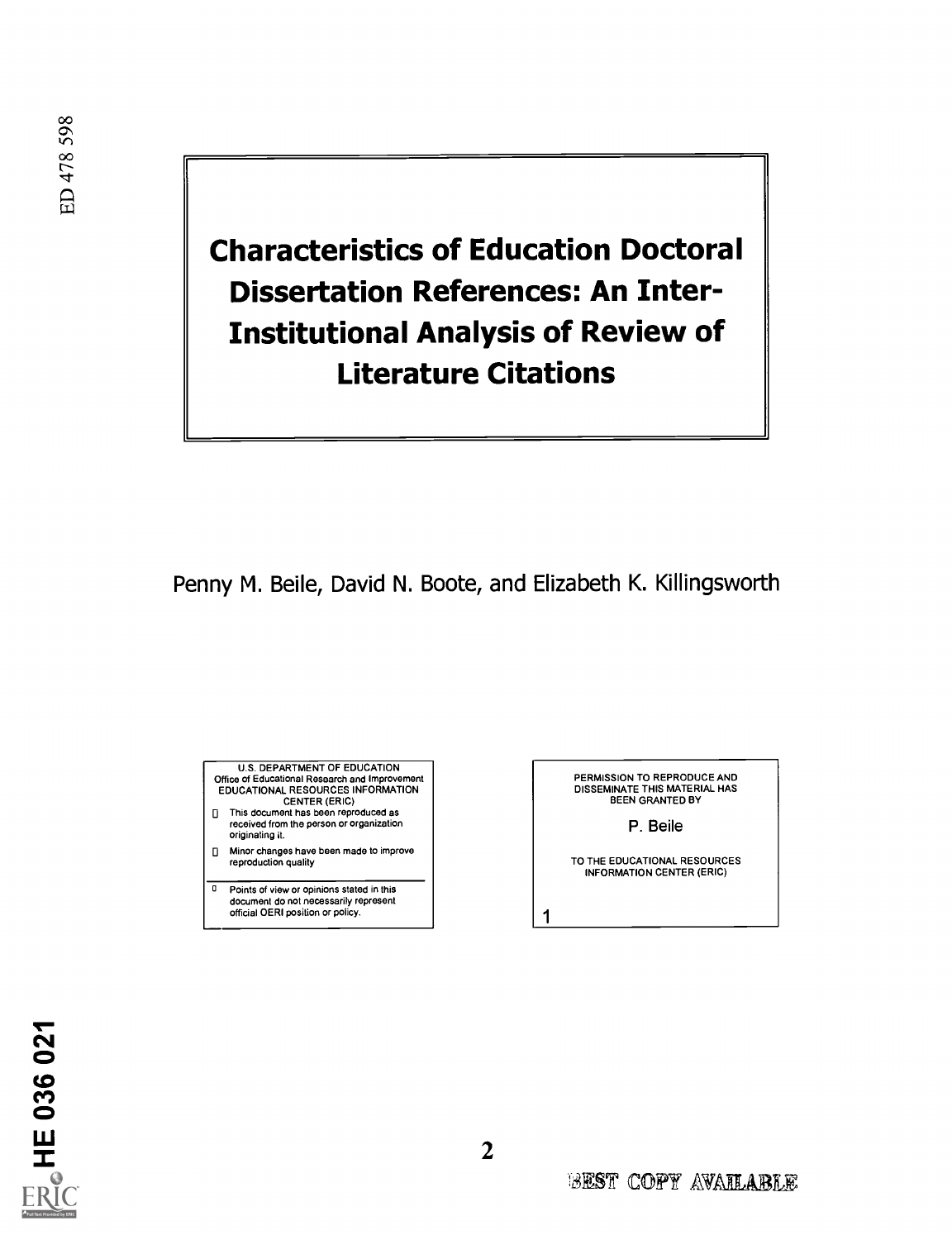ED 478 598

# Characteristics of Education Doctoral Dissertation References: An Inter-Institutional Analysis of Review of Literature Citations

Penny M. Beile, David N. Boote, and Elizabeth K. Killingsworth

U.S. DEPARTMENT OF EDUCATION
Office of Educational Research and Improvement
EDUCATIONAL RESOURCES INFORMATION CENTER (ERIC)

- This document has been reproduced as received from the person or organization originating it.
- Minor changes have been made to improve reproduction quality
- Points of view or opinions stated in this document do not necessarily represent official OERI position or policy.

PERMISSION TO REPRODUCE AND DISSEMINATE THIS MATERIAL HAS BEEN GRANTED BY

P. Beile

TO THE EDUCATIONAL RESOURCES INFORMATION CENTER (ERIC)

1

HE 036 021

BEST COPY AVAILABLE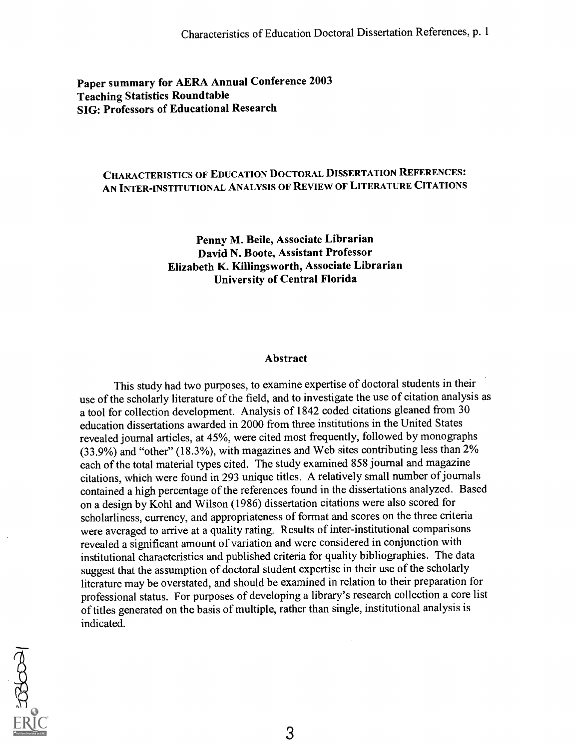Paper summary for AERA Annual Conference 2003
Teaching Statistics Roundtable
SIG: Professors of Educational Research

# CHARACTERISTICS OF EDUCATION DOCTORAL DISSERTATION REFERENCES: AN INTER-INSTITUTIONAL ANALYSIS OF REVIEW OF LITERATURE CITATIONS

**Penny M. Beile, Associate Librarian**
**David N. Boote, Assistant Professor**
**Elizabeth K. Killingsworth, Associate Librarian**
**University of Central Florida**

## Abstract

This study had two purposes, to examine expertise of doctoral students in their use of the scholarly literature of the field, and to investigate the use of citation analysis as a tool for collection development. Analysis of 1842 coded citations gleaned from 30 education dissertations awarded in 2000 from three institutions in the United States revealed journal articles, at 45%, were cited most frequently, followed by monographs (33.9%) and "other" (18.3%), with magazines and Web sites contributing less than 2% each of the total material types cited. The study examined 858 journal and magazine citations, which were found in 293 unique titles. A relatively small number of journals contained a high percentage of the references found in the dissertations analyzed. Based on a design by Kohl and Wilson (1986) dissertation citations were also scored for scholarliness, currency, and appropriateness of format and scores on the three criteria were averaged to arrive at a quality rating. Results of inter-institutional comparisons revealed a significant amount of variation and were considered in conjunction with institutional characteristics and published criteria for quality bibliographies. The data suggest that the assumption of doctoral student expertise in their use of the scholarly literature may be overstated, and should be examined in relation to their preparation for professional status. For purposes of developing a library's research collection a core list of titles generated on the basis of multiple, rather than single, institutional analysis is indicated.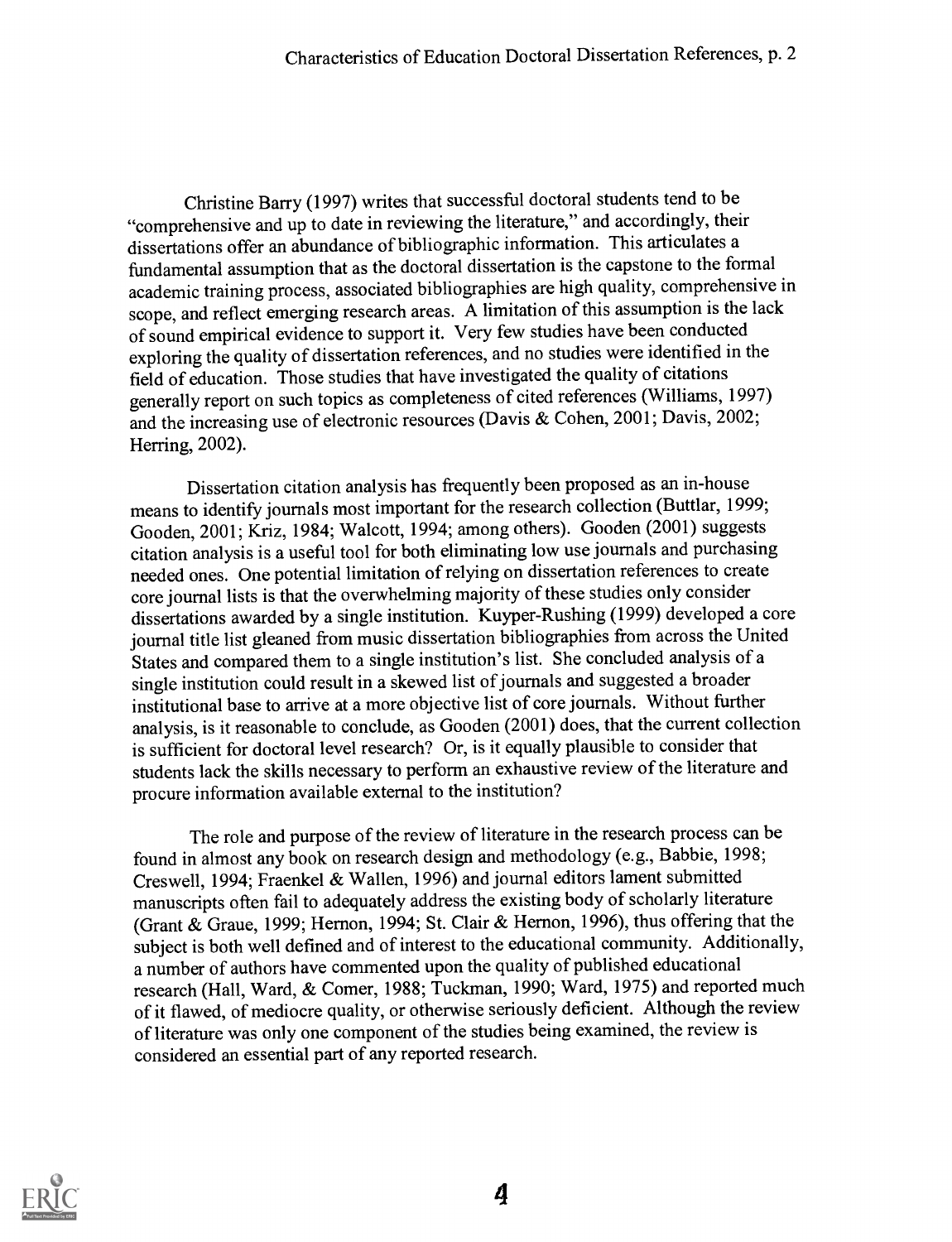Christine Barry (1997) writes that successful doctoral students tend to be "comprehensive and up to date in reviewing the literature," and accordingly, their dissertations offer an abundance of bibliographic information. This articulates a fundamental assumption that as the doctoral dissertation is the capstone to the formal academic training process, associated bibliographies are high quality, comprehensive in scope, and reflect emerging research areas. A limitation of this assumption is the lack of sound empirical evidence to support it. Very few studies have been conducted exploring the quality of dissertation references, and no studies were identified in the field of education. Those studies that have investigated the quality of citations generally report on such topics as completeness of cited references (Williams, 1997) and the increasing use of electronic resources (Davis & Cohen, 2001; Davis, 2002; Herring, 2002).

Dissertation citation analysis has frequently been proposed as an in-house means to identify journals most important for the research collection (Buttlar, 1999; Gooden, 2001; Kriz, 1984; Walcott, 1994; among others). Gooden (2001) suggests citation analysis is a useful tool for both eliminating low use journals and purchasing needed ones. One potential limitation of relying on dissertation references to create core journal lists is that the overwhelming majority of these studies only consider dissertations awarded by a single institution. Kuyper-Rushing (1999) developed a core journal title list gleaned from music dissertation bibliographies from across the United States and compared them to a single institution's list. She concluded analysis of a single institution could result in a skewed list of journals and suggested a broader institutional base to arrive at a more objective list of core journals. Without further analysis, is it reasonable to conclude, as Gooden (2001) does, that the current collection is sufficient for doctoral level research? Or, is it equally plausible to consider that students lack the skills necessary to perform an exhaustive review of the literature and procure information available external to the institution?

The role and purpose of the review of literature in the research process can be found in almost any book on research design and methodology (e.g., Babbie, 1998; Creswell, 1994; Fraenkel & Wallen, 1996) and journal editors lament submitted manuscripts often fail to adequately address the existing body of scholarly literature (Grant & Graue, 1999; Hernon, 1994; St. Clair & Hernon, 1996), thus offering that the subject is both well defined and of interest to the educational community. Additionally, a number of authors have commented upon the quality of published educational research (Hall, Ward, & Comer, 1988; Tuckman, 1990; Ward, 1975) and reported much of it flawed, of mediocre quality, or otherwise seriously deficient. Although the review of literature was only one component of the studies being examined, the review is considered an essential part of any reported research.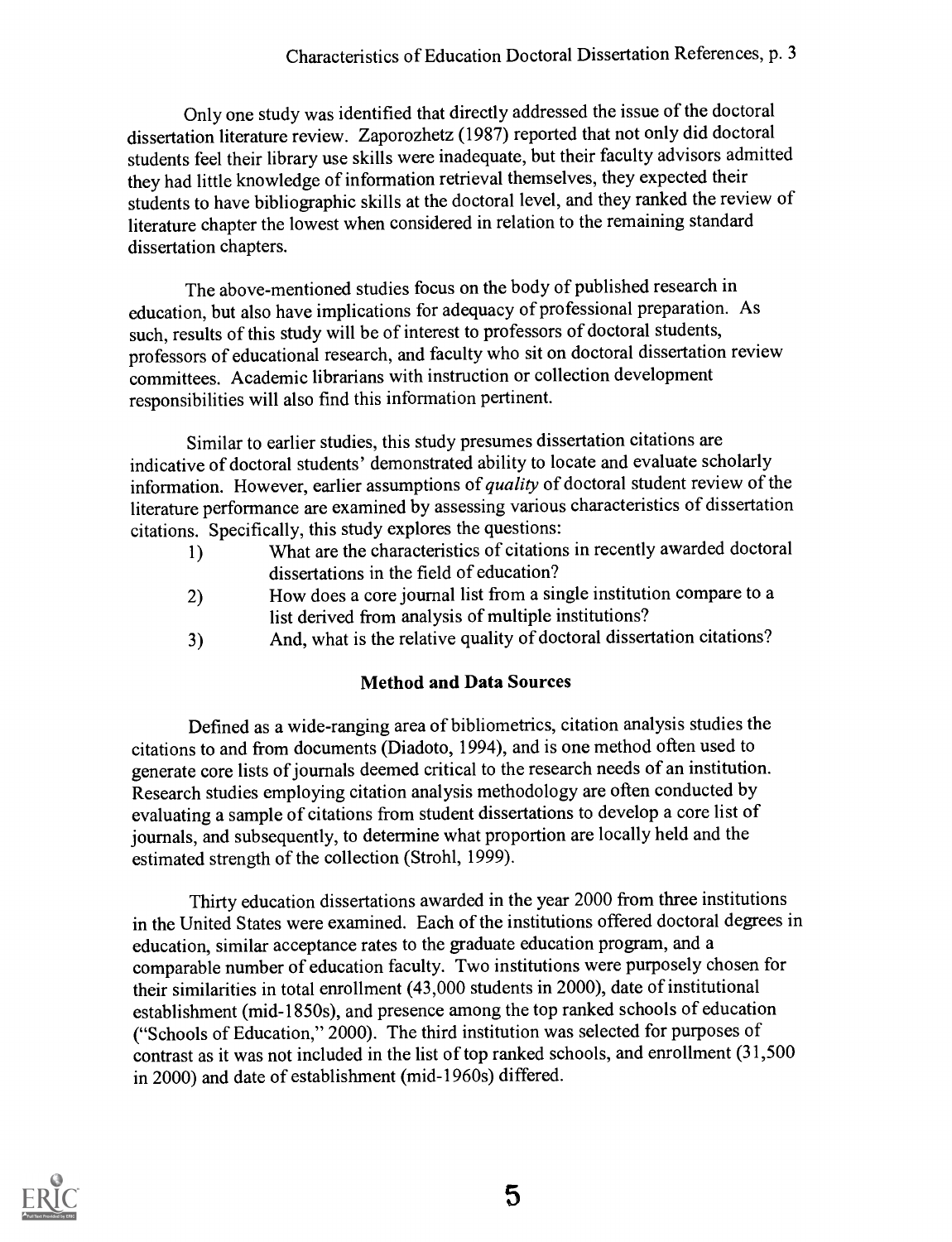Only one study was identified that directly addressed the issue of the doctoral dissertation literature review. Zaporozhetz (1987) reported that not only did doctoral students feel their library use skills were inadequate, but their faculty advisors admitted they had little knowledge of information retrieval themselves, they expected their students to have bibliographic skills at the doctoral level, and they ranked the review of literature chapter the lowest when considered in relation to the remaining standard dissertation chapters.

The above-mentioned studies focus on the body of published research in education, but also have implications for adequacy of professional preparation. As such, results of this study will be of interest to professors of doctoral students, professors of educational research, and faculty who sit on doctoral dissertation review committees. Academic librarians with instruction or collection development responsibilities will also find this information pertinent.

Similar to earlier studies, this study presumes dissertation citations are indicative of doctoral students' demonstrated ability to locate and evaluate scholarly information. However, earlier assumptions of *quality* of doctoral student review of the literature performance are examined by assessing various characteristics of dissertation citations. Specifically, this study explores the questions:

1) What are the characteristics of citations in recently awarded doctoral dissertations in the field of education?
2) How does a core journal list from a single institution compare to a list derived from analysis of multiple institutions?
3) And, what is the relative quality of doctoral dissertation citations?

## Method and Data Sources

Defined as a wide-ranging area of bibliometrics, citation analysis studies the citations to and from documents (Diadoto, 1994), and is one method often used to generate core lists of journals deemed critical to the research needs of an institution. Research studies employing citation analysis methodology are often conducted by evaluating a sample of citations from student dissertations to develop a core list of journals, and subsequently, to determine what proportion are locally held and the estimated strength of the collection (Strohl, 1999).

Thirty education dissertations awarded in the year 2000 from three institutions in the United States were examined. Each of the institutions offered doctoral degrees in education, similar acceptance rates to the graduate education program, and a comparable number of education faculty. Two institutions were purposely chosen for their similarities in total enrollment (43,000 students in 2000), date of institutional establishment (mid-1850s), and presence among the top ranked schools of education ("Schools of Education," 2000). The third institution was selected for purposes of contrast as it was not included in the list of top ranked schools, and enrollment (31,500 in 2000) and date of establishment (mid-1960s) differed.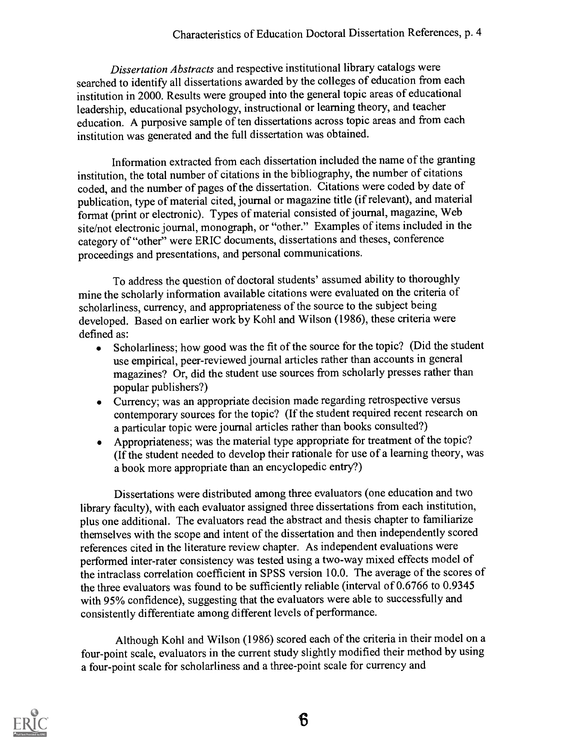*Dissertation Abstracts* and respective institutional library catalogs were searched to identify all dissertations awarded by the colleges of education from each institution in 2000. Results were grouped into the general topic areas of educational leadership, educational psychology, instructional or learning theory, and teacher education. A purposive sample of ten dissertations across topic areas and from each institution was generated and the full dissertation was obtained.

Information extracted from each dissertation included the name of the granting institution, the total number of citations in the bibliography, the number of citations coded, and the number of pages of the dissertation. Citations were coded by date of publication, type of material cited, journal or magazine title (if relevant), and material format (print or electronic). Types of material consisted of journal, magazine, Web site/not electronic journal, monograph, or "other." Examples of items included in the category of "other" were ERIC documents, dissertations and theses, conference proceedings and presentations, and personal communications.

To address the question of doctoral students' assumed ability to thoroughly mine the scholarly information available citations were evaluated on the criteria of scholarliness, currency, and appropriateness of the source to the subject being developed. Based on earlier work by Kohl and Wilson (1986), these criteria were defined as:

- Scholarliness; how good was the fit of the source for the topic? (Did the student use empirical, peer-reviewed journal articles rather than accounts in general magazines? Or, did the student use sources from scholarly presses rather than popular publishers?)
- Currency; was an appropriate decision made regarding retrospective versus contemporary sources for the topic? (If the student required recent research on a particular topic were journal articles rather than books consulted?)
- Appropriateness; was the material type appropriate for treatment of the topic? (If the student needed to develop their rationale for use of a learning theory, was a book more appropriate than an encyclopedic entry?)

Dissertations were distributed among three evaluators (one education and two library faculty), with each evaluator assigned three dissertations from each institution, plus one additional. The evaluators read the abstract and thesis chapter to familiarize themselves with the scope and intent of the dissertation and then independently scored references cited in the literature review chapter. As independent evaluations were performed inter-rater consistency was tested using a two-way mixed effects model of the intraclass correlation coefficient in SPSS version 10.0. The average of the scores of the three evaluators was found to be sufficiently reliable (interval of 0.6766 to 0.9345 with 95% confidence), suggesting that the evaluators were able to successfully and consistently differentiate among different levels of performance.

Although Kohl and Wilson (1986) scored each of the criteria in their model on a four-point scale, evaluators in the current study slightly modified their method by using a four-point scale for scholarliness and a three-point scale for currency and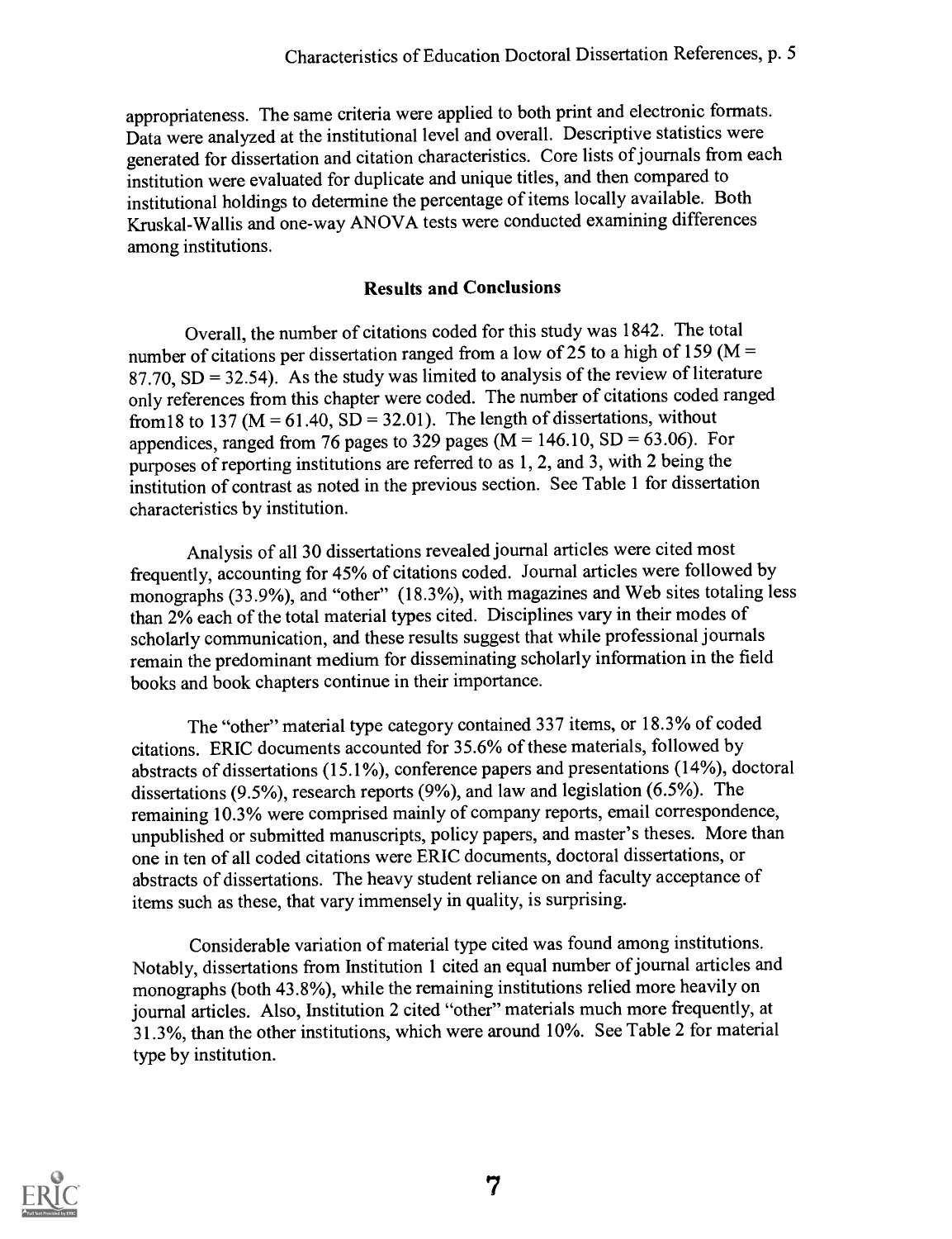appropriateness. The same criteria were applied to both print and electronic formats. Data were analyzed at the institutional level and overall. Descriptive statistics were generated for dissertation and citation characteristics. Core lists of journals from each institution were evaluated for duplicate and unique titles, and then compared to institutional holdings to determine the percentage of items locally available. Both Kruskal-Wallis and one-way ANOVA tests were conducted examining differences among institutions.

## Results and Conclusions

Overall, the number of citations coded for this study was 1842. The total number of citations per dissertation ranged from a low of 25 to a high of 159 ($M = 87.70$, $SD = 32.54$). As the study was limited to analysis of the review of literature only references from this chapter were coded. The number of citations coded ranged from18 to 137 ($M = 61.40$, $SD = 32.01$). The length of dissertations, without appendices, ranged from 76 pages to 329 pages ($M = 146.10$, $SD = 63.06$). For purposes of reporting institutions are referred to as 1, 2, and 3, with 2 being the institution of contrast as noted in the previous section. See Table 1 for dissertation characteristics by institution.

Analysis of all 30 dissertations revealed journal articles were cited most frequently, accounting for 45% of citations coded. Journal articles were followed by monographs (33.9%), and "other" (18.3%), with magazines and Web sites totaling less than 2% each of the total material types cited. Disciplines vary in their modes of scholarly communication, and these results suggest that while professional journals remain the predominant medium for disseminating scholarly information in the field books and book chapters continue in their importance.

The "other" material type category contained 337 items, or 18.3% of coded citations. ERIC documents accounted for 35.6% of these materials, followed by abstracts of dissertations (15.1%), conference papers and presentations (14%), doctoral dissertations (9.5%), research reports (9%), and law and legislation (6.5%). The remaining 10.3% were comprised mainly of company reports, email correspondence, unpublished or submitted manuscripts, policy papers, and master's theses. More than one in ten of all coded citations were ERIC documents, doctoral dissertations, or abstracts of dissertations. The heavy student reliance on and faculty acceptance of items such as these, that vary immensely in quality, is surprising.

Considerable variation of material type cited was found among institutions. Notably, dissertations from Institution 1 cited an equal number of journal articles and monographs (both 43.8%), while the remaining institutions relied more heavily on journal articles. Also, Institution 2 cited "other" materials much more frequently, at 31.3%, than the other institutions, which were around 10%. See Table 2 for material type by institution.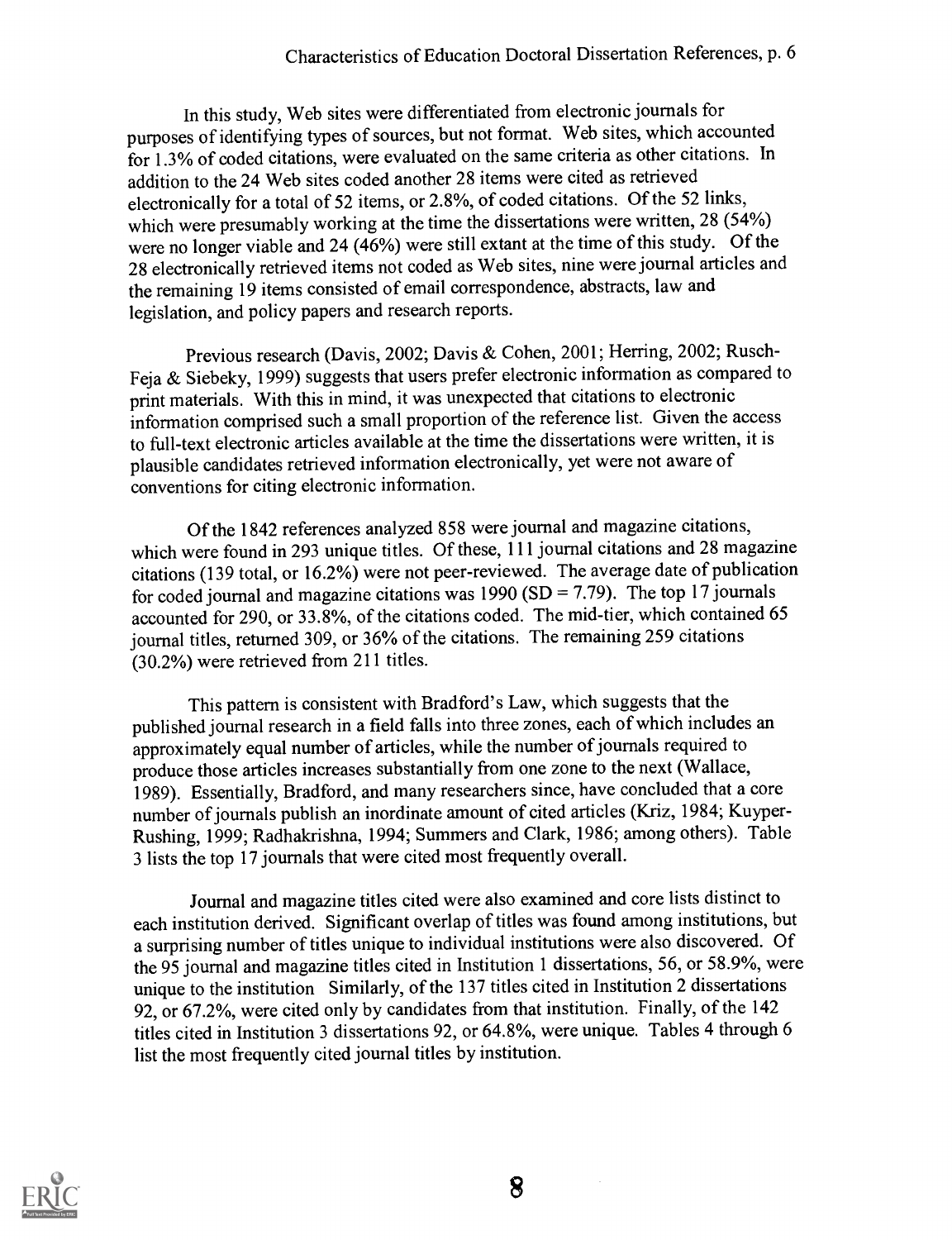In this study, Web sites were differentiated from electronic journals for purposes of identifying types of sources, but not format. Web sites, which accounted for 1.3% of coded citations, were evaluated on the same criteria as other citations. In addition to the 24 Web sites coded another 28 items were cited as retrieved electronically for a total of 52 items, or 2.8%, of coded citations. Of the 52 links, which were presumably working at the time the dissertations were written, 28 (54%) were no longer viable and 24 (46%) were still extant at the time of this study. Of the 28 electronically retrieved items not coded as Web sites, nine were journal articles and the remaining 19 items consisted of email correspondence, abstracts, law and legislation, and policy papers and research reports.

Previous research (Davis, 2002; Davis & Cohen, 2001; Herring, 2002; Rusch-Feja & Siebeky, 1999) suggests that users prefer electronic information as compared to print materials. With this in mind, it was unexpected that citations to electronic information comprised such a small proportion of the reference list. Given the access to full-text electronic articles available at the time the dissertations were written, it is plausible candidates retrieved information electronically, yet were not aware of conventions for citing electronic information.

Of the 1842 references analyzed 858 were journal and magazine citations, which were found in 293 unique titles. Of these, 111 journal citations and 28 magazine citations (139 total, or 16.2%) were not peer-reviewed. The average date of publication for coded journal and magazine citations was 1990 (SD = 7.79). The top 17 journals accounted for 290, or 33.8%, of the citations coded. The mid-tier, which contained 65 journal titles, returned 309, or 36% of the citations. The remaining 259 citations (30.2%) were retrieved from 211 titles.

This pattern is consistent with Bradford's Law, which suggests that the published journal research in a field falls into three zones, each of which includes an approximately equal number of articles, while the number of journals required to produce those articles increases substantially from one zone to the next (Wallace, 1989). Essentially, Bradford, and many researchers since, have concluded that a core number of journals publish an inordinate amount of cited articles (Kriz, 1984; Kuyper-Rushing, 1999; Radhakrishna, 1994; Summers and Clark, 1986; among others). Table 3 lists the top 17 journals that were cited most frequently overall.

Journal and magazine titles cited were also examined and core lists distinct to each institution derived. Significant overlap of titles was found among institutions, but a surprising number of titles unique to individual institutions were also discovered. Of the 95 journal and magazine titles cited in Institution 1 dissertations, 56, or 58.9%, were unique to the institution Similarly, of the 137 titles cited in Institution 2 dissertations 92, or 67.2%, were cited only by candidates from that institution. Finally, of the 142 titles cited in Institution 3 dissertations 92, or 64.8%, were unique. Tables 4 through 6 list the most frequently cited journal titles by institution.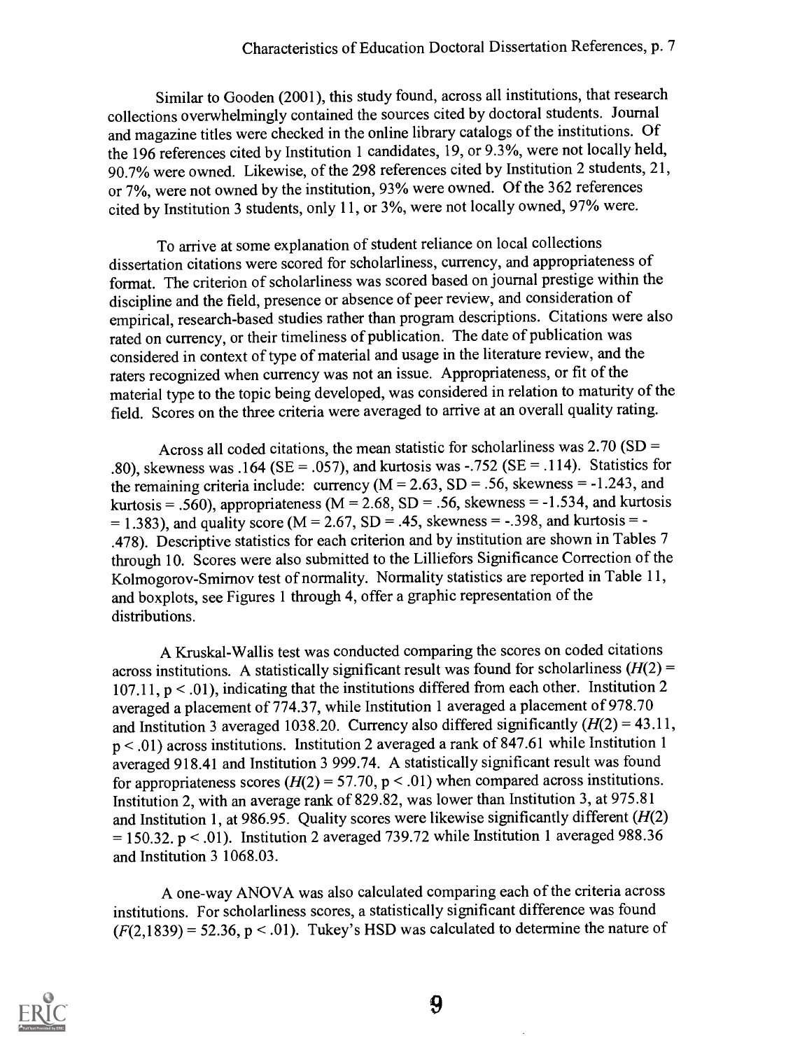Similar to Gooden (2001), this study found, across all institutions, that research collections overwhelmingly contained the sources cited by doctoral students. Journal and magazine titles were checked in the online library catalogs of the institutions. Of the 196 references cited by Institution 1 candidates, 19, or 9.3%, were not locally held, 90.7% were owned. Likewise, of the 298 references cited by Institution 2 students, 21, or 7%, were not owned by the institution, 93% were owned. Of the 362 references cited by Institution 3 students, only 11, or 3%, were not locally owned, 97% were.

To arrive at some explanation of student reliance on local collections dissertation citations were scored for scholarliness, currency, and appropriateness of format. The criterion of scholarliness was scored based on journal prestige within the discipline and the field, presence or absence of peer review, and consideration of empirical, research-based studies rather than program descriptions. Citations were also rated on currency, or their timeliness of publication. The date of publication was considered in context of type of material and usage in the literature review, and the raters recognized when currency was not an issue. Appropriateness, or fit of the material type to the topic being developed, was considered in relation to maturity of the field. Scores on the three criteria were averaged to arrive at an overall quality rating.

Across all coded citations, the mean statistic for scholarliness was 2.70 (SD = .80), skewness was .164 (SE = .057), and kurtosis was -.752 (SE = .114). Statistics for the remaining criteria include: currency (M = 2.63, SD = .56, skewness = -1.243, and kurtosis = .560), appropriateness (M = 2.68, SD = .56, skewness = -1.534, and kurtosis = 1.383), and quality score (M = 2.67, SD = .45, skewness = -.398, and kurtosis = -.478). Descriptive statistics for each criterion and by institution are shown in Tables 7 through 10. Scores were also submitted to the Lilliefors Significance Correction of the Kolmogorov-Smirnov test of normality. Normality statistics are reported in Table 11, and boxplots, see Figures 1 through 4, offer a graphic representation of the distributions.

A Kruskal-Wallis test was conducted comparing the scores on coded citations across institutions. A statistically significant result was found for scholarliness ($H(2)$ = 107.11, $p < .01$), indicating that the institutions differed from each other. Institution 2 averaged a placement of 774.37, while Institution 1 averaged a placement of 978.70 and Institution 3 averaged 1038.20. Currency also differed significantly ($H(2)$ = 43.11, $p < .01$) across institutions. Institution 2 averaged a rank of 847.61 while Institution 1 averaged 918.41 and Institution 3 999.74. A statistically significant result was found for appropriateness scores ($H(2)$ = 57.70, $p < .01$) when compared across institutions. Institution 2, with an average rank of 829.82, was lower than Institution 3, at 975.81 and Institution 1, at 986.95. Quality scores were likewise significantly different ($H(2)$ = 150.32. $p < .01$). Institution 2 averaged 739.72 while Institution 1 averaged 988.36 and Institution 3 1068.03.

A one-way ANOVA was also calculated comparing each of the criteria across institutions. For scholarliness scores, a statistically significant difference was found ($F(2,1839)$ = 52.36, $p < .01$). Tukey's HSD was calculated to determine the nature of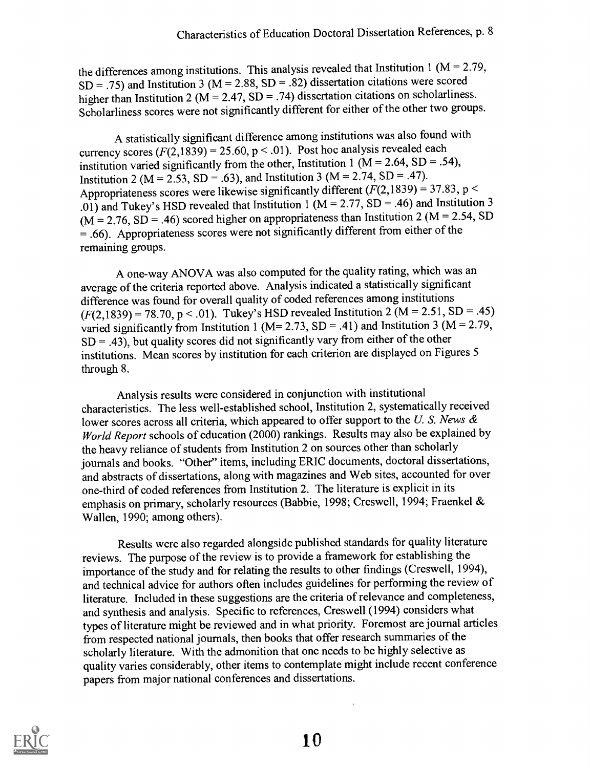the differences among institutions. This analysis revealed that Institution 1 ($M = 2.79$, $SD = .75$) and Institution 3 ($M = 2.88$, $SD = .82$) dissertation citations were scored higher than Institution 2 ($M = 2.47$, $SD = .74$) dissertation citations on scholarliness. Scholarliness scores were not significantly different for either of the other two groups.

A statistically significant difference among institutions was also found with currency scores ($F(2,1839) = 25.60$, $p < .01$). Post hoc analysis revealed each institution varied significantly from the other, Institution 1 ($M = 2.64$, $SD = .54$), Institution 2 ($M = 2.53$, $SD = .63$), and Institution 3 ($M = 2.74$, $SD = .47$). Appropriateness scores were likewise significantly different ($F(2,1839) = 37.83$, $p < .01$) and Tukey's HSD revealed that Institution 1 ($M = 2.77$, $SD = .46$) and Institution 3 ($M = 2.76$, $SD = .46$) scored higher on appropriateness than Institution 2 ($M = 2.54$, $SD = .66$). Appropriateness scores were not significantly different from either of the remaining groups.

A one-way ANOVA was also computed for the quality rating, which was an average of the criteria reported above. Analysis indicated a statistically significant difference was found for overall quality of coded references among institutions ($F(2,1839) = 78.70$, $p < .01$). Tukey's HSD revealed Institution 2 ($M = 2.51$, $SD = .45$) varied significantly from Institution 1 ($M = 2.73$, $SD = .41$) and Institution 3 ($M = 2.79$, $SD = .43$), but quality scores did not significantly vary from either of the other institutions. Mean scores by institution for each criterion are displayed on Figures 5 through 8.

Analysis results were considered in conjunction with institutional characteristics. The less well-established school, Institution 2, systematically received lower scores across all criteria, which appeared to offer support to the *U. S. News & World Report* schools of education (2000) rankings. Results may also be explained by the heavy reliance of students from Institution 2 on sources other than scholarly journals and books. "Other" items, including ERIC documents, doctoral dissertations, and abstracts of dissertations, along with magazines and Web sites, accounted for over one-third of coded references from Institution 2. The literature is explicit in its emphasis on primary, scholarly resources (Babbie, 1998; Creswell, 1994; Fraenkel & Wallen, 1990; among others).

Results were also regarded alongside published standards for quality literature reviews. The purpose of the review is to provide a framework for establishing the importance of the study and for relating the results to other findings (Creswell, 1994), and technical advice for authors often includes guidelines for performing the review of literature. Included in these suggestions are the criteria of relevance and completeness, and synthesis and analysis. Specific to references, Creswell (1994) considers what types of literature might be reviewed and in what priority. Foremost are journal articles from respected national journals, then books that offer research summaries of the scholarly literature. With the admonition that one needs to be highly selective as quality varies considerably, other items to contemplate might include recent conference papers from major national conferences and dissertations.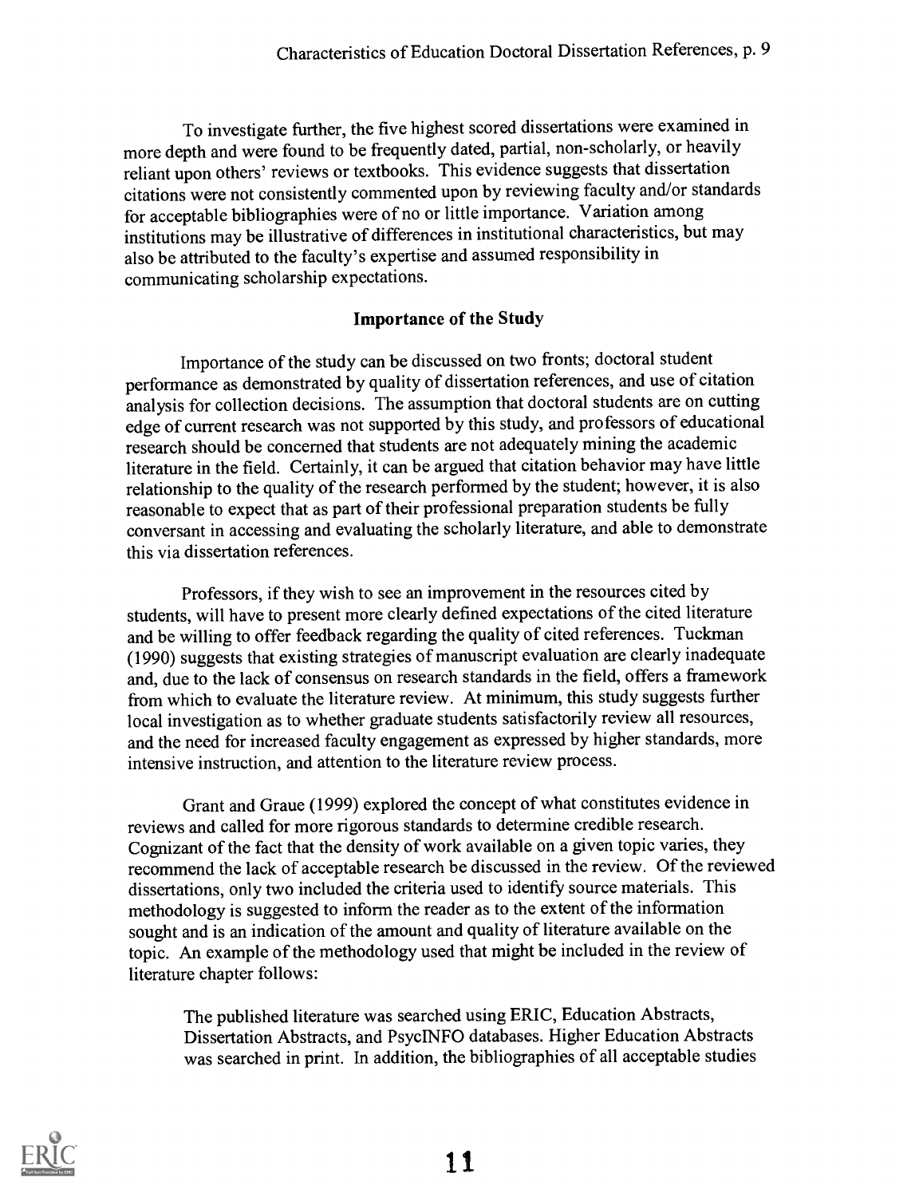To investigate further, the five highest scored dissertations were examined in more depth and were found to be frequently dated, partial, non-scholarly, or heavily reliant upon others' reviews or textbooks. This evidence suggests that dissertation citations were not consistently commented upon by reviewing faculty and/or standards for acceptable bibliographies were of no or little importance. Variation among institutions may be illustrative of differences in institutional characteristics, but may also be attributed to the faculty's expertise and assumed responsibility in communicating scholarship expectations.

## Importance of the Study

Importance of the study can be discussed on two fronts; doctoral student performance as demonstrated by quality of dissertation references, and use of citation analysis for collection decisions. The assumption that doctoral students are on cutting edge of current research was not supported by this study, and professors of educational research should be concerned that students are not adequately mining the academic literature in the field. Certainly, it can be argued that citation behavior may have little relationship to the quality of the research performed by the student; however, it is also reasonable to expect that as part of their professional preparation students be fully conversant in accessing and evaluating the scholarly literature, and able to demonstrate this via dissertation references.

Professors, if they wish to see an improvement in the resources cited by students, will have to present more clearly defined expectations of the cited literature and be willing to offer feedback regarding the quality of cited references. Tuckman (1990) suggests that existing strategies of manuscript evaluation are clearly inadequate and, due to the lack of consensus on research standards in the field, offers a framework from which to evaluate the literature review. At minimum, this study suggests further local investigation as to whether graduate students satisfactorily review all resources, and the need for increased faculty engagement as expressed by higher standards, more intensive instruction, and attention to the literature review process.

Grant and Graue (1999) explored the concept of what constitutes evidence in reviews and called for more rigorous standards to determine credible research. Cognizant of the fact that the density of work available on a given topic varies, they recommend the lack of acceptable research be discussed in the review. Of the reviewed dissertations, only two included the criteria used to identify source materials. This methodology is suggested to inform the reader as to the extent of the information sought and is an indication of the amount and quality of literature available on the topic. An example of the methodology used that might be included in the review of literature chapter follows:

> The published literature was searched using ERIC, Education Abstracts, Dissertation Abstracts, and PsycINFO databases. Higher Education Abstracts was searched in print. In addition, the bibliographies of all acceptable studies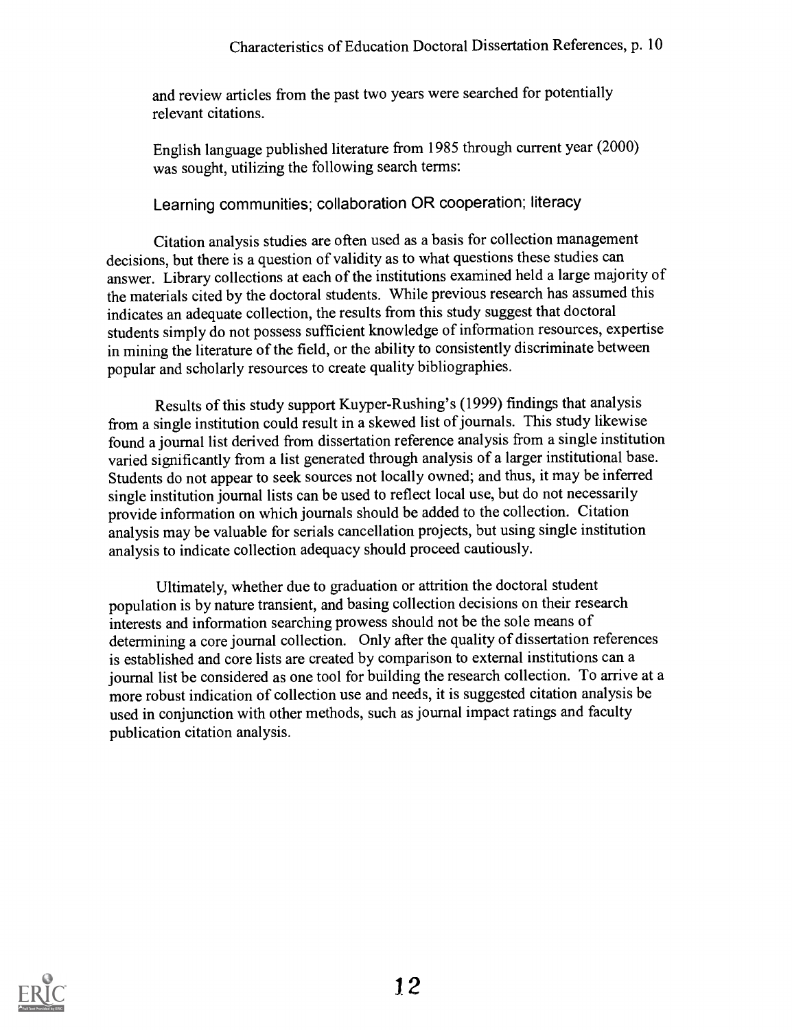and review articles from the past two years were searched for potentially relevant citations.

English language published literature from 1985 through current year (2000) was sought, utilizing the following search terms:

Learning communities; collaboration OR cooperation; literacy

Citation analysis studies are often used as a basis for collection management decisions, but there is a question of validity as to what questions these studies can answer. Library collections at each of the institutions examined held a large majority of the materials cited by the doctoral students. While previous research has assumed this indicates an adequate collection, the results from this study suggest that doctoral students simply do not possess sufficient knowledge of information resources, expertise in mining the literature of the field, or the ability to consistently discriminate between popular and scholarly resources to create quality bibliographies.

Results of this study support Kuyper-Rushing's (1999) findings that analysis from a single institution could result in a skewed list of journals. This study likewise found a journal list derived from dissertation reference analysis from a single institution varied significantly from a list generated through analysis of a larger institutional base. Students do not appear to seek sources not locally owned; and thus, it may be inferred single institution journal lists can be used to reflect local use, but do not necessarily provide information on which journals should be added to the collection. Citation analysis may be valuable for serials cancellation projects, but using single institution analysis to indicate collection adequacy should proceed cautiously.

Ultimately, whether due to graduation or attrition the doctoral student population is by nature transient, and basing collection decisions on their research interests and information searching prowess should not be the sole means of determining a core journal collection. Only after the quality of dissertation references is established and core lists are created by comparison to external institutions can a journal list be considered as one tool for building the research collection. To arrive at a more robust indication of collection use and needs, it is suggested citation analysis be used in conjunction with other methods, such as journal impact ratings and faculty publication citation analysis.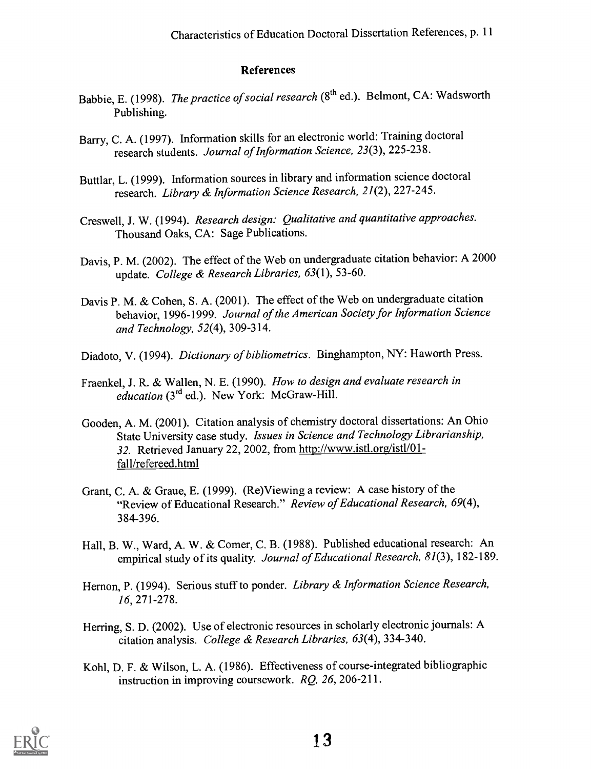## References

Babbie, E. (1998). *The practice of social research* (8th ed.). Belmont, CA: Wadsworth Publishing.

Barry, C. A. (1997). Information skills for an electronic world: Training doctoral research students. *Journal of Information Science, 23*(3), 225-238.

Buttlar, L. (1999). Information sources in library and information science doctoral research. *Library & Information Science Research, 21*(2), 227-245.

Creswell, J. W. (1994). *Research design: Qualitative and quantitative approaches.* Thousand Oaks, CA: Sage Publications.

Davis, P. M. (2002). The effect of the Web on undergraduate citation behavior: A 2000 update. *College & Research Libraries, 63*(1), 53-60.

Davis P. M. & Cohen, S. A. (2001). The effect of the Web on undergraduate citation behavior, 1996-1999. *Journal of the American Society for Information Science and Technology, 52*(4), 309-314.

Diadoto, V. (1994). *Dictionary of bibliometrics.* Binghampton, NY: Haworth Press.

Fraenkel, J. R. & Wallen, N. E. (1990). *How to design and evaluate research in education* (3rd ed.). New York: McGraw-Hill.

Gooden, A. M. (2001). Citation analysis of chemistry doctoral dissertations: An Ohio State University case study. *Issues in Science and Technology Librarianship, 32.* Retrieved January 22, 2002, from http://www.istl.org/istl/01-fall/refereed.html

Grant, C. A. & Graue, E. (1999). (Re)Viewing a review: A case history of the "Review of Educational Research." *Review of Educational Research, 69*(4), 384-396.

Hall, B. W., Ward, A. W. & Comer, C. B. (1988). Published educational research: An empirical study of its quality. *Journal of Educational Research, 81*(3), 182-189.

Hernon, P. (1994). Serious stuff to ponder. *Library & Information Science Research, 16*, 271-278.

Herring, S. D. (2002). Use of electronic resources in scholarly electronic journals: A citation analysis. *College & Research Libraries, 63*(4), 334-340.

Kohl, D. F. & Wilson, L. A. (1986). Effectiveness of course-integrated bibliographic instruction in improving coursework. *RQ, 26*, 206-211.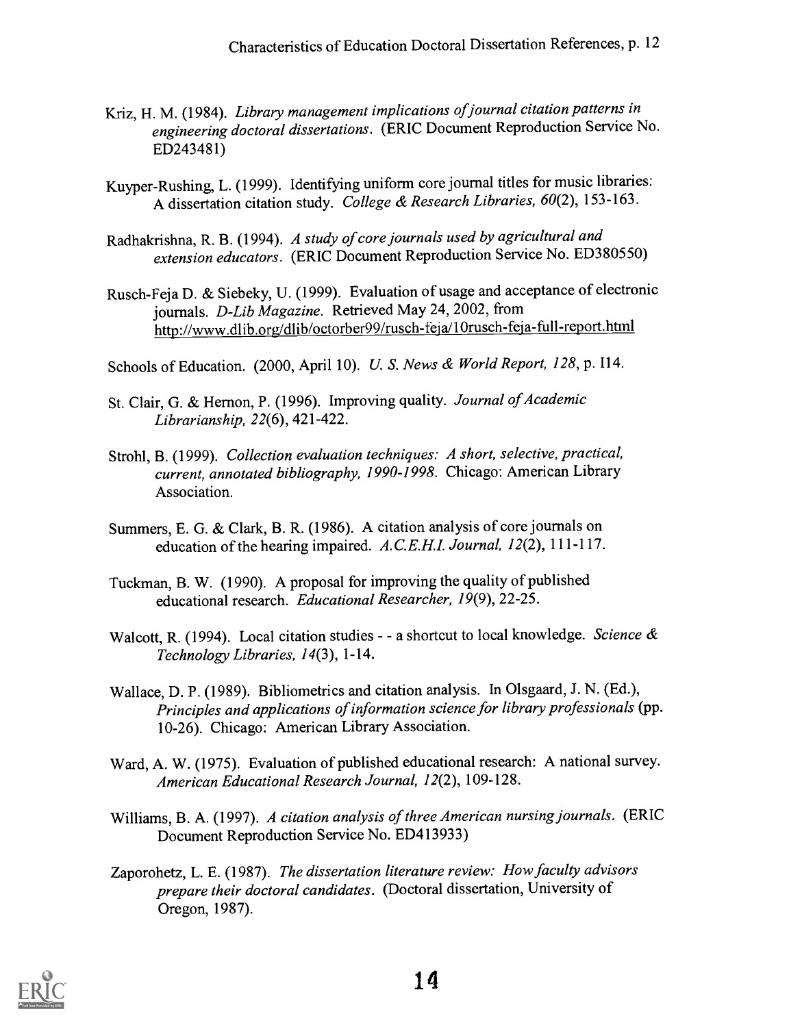Kriz, H. M. (1984). *Library management implications of journal citation patterns in engineering doctoral dissertations*. (ERIC Document Reproduction Service No. ED243481)

Kuyper-Rushing, L. (1999). Identifying uniform core journal titles for music libraries: A dissertation citation study. *College & Research Libraries, 60*(2), 153-163.

Radhakrishna, R. B. (1994). *A study of core journals used by agricultural and extension educators*. (ERIC Document Reproduction Service No. ED380550)

Rusch-Feja D. & Siebeky, U. (1999). Evaluation of usage and acceptance of electronic journals. *D-Lib Magazine*. Retrieved May 24, 2002, from http://www.dlib.org/dlib/octorber99/rusch-feja/10rusch-feja-full-report.html

Schools of Education. (2000, April 10). *U. S. News & World Report, 128*, p. I14.

St. Clair, G. & Hernon, P. (1996). Improving quality. *Journal of Academic Librarianship, 22*(6), 421-422.

Strohl, B. (1999). *Collection evaluation techniques: A short, selective, practical, current, annotated bibliography, 1990-1998*. Chicago: American Library Association.

Summers, E. G. & Clark, B. R. (1986). A citation analysis of core journals on education of the hearing impaired. *A.C.E.H.I. Journal, 12*(2), 111-117.

Tuckman, B. W. (1990). A proposal for improving the quality of published educational research. *Educational Researcher, 19*(9), 22-25.

Walcott, R. (1994). Local citation studies - - a shortcut to local knowledge. *Science & Technology Libraries, 14*(3), 1-14.

Wallace, D. P. (1989). Bibliometrics and citation analysis. In Olsgaard, J. N. (Ed.), *Principles and applications of information science for library professionals* (pp. 10-26). Chicago: American Library Association.

Ward, A. W. (1975). Evaluation of published educational research: A national survey. *American Educational Research Journal, 12*(2), 109-128.

Williams, B. A. (1997). *A citation analysis of three American nursing journals*. (ERIC Document Reproduction Service No. ED413933)

Zaporohetz, L. E. (1987). *The dissertation literature review: How faculty advisors prepare their doctoral candidates*. (Doctoral dissertation, University of Oregon, 1987).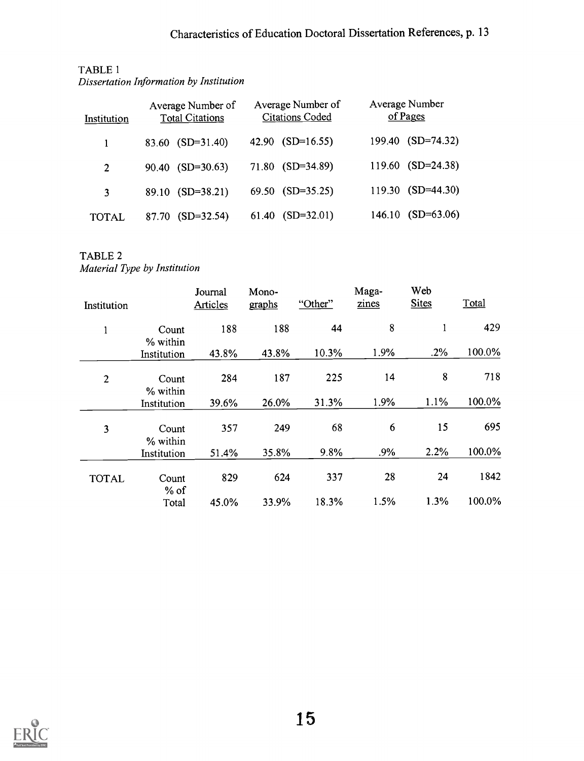TABLE 1

*Dissertation Information by Institution*

| Institution | Average Number of Total Citations | Average Number of Citations Coded | Average Number of Pages |
|---|---|---|---|
| 1 | 83.60 (SD=31.40) | 42.90 (SD=16.55) | 199.40 (SD=74.32) |
| 2 | 90.40 (SD=30.63) | 71.80 (SD=34.89) | 119.60 (SD=24.38) |
| 3 | 89.10 (SD=38.21) | 69.50 (SD=35.25) | 119.30 (SD=44.30) |
| TOTAL | 87.70 (SD=32.54) | 61.40 (SD=32.01) | 146.10 (SD=63.06) |

TABLE 2

*Material Type by Institution*

| Institution | | Journal Articles | Mono-graphs | "Other" | Maga-zines | Web Sites | Total |
|---|---|---|---|---|---|---|---|
| 1 | Count | 188 | 188 | 44 | 8 | 1 | 429 |
| | % within Institution | 43.8% | 43.8% | 10.3% | 1.9% | .2% | 100.0% |
| 2 | Count | 284 | 187 | 225 | 14 | 8 | 718 |
| | % within Institution | 39.6% | 26.0% | 31.3% | 1.9% | 1.1% | 100.0% |
| 3 | Count | 357 | 249 | 68 | 6 | 15 | 695 |
| | % within Institution | 51.4% | 35.8% | 9.8% | .9% | 2.2% | 100.0% |
| TOTAL | Count | 829 | 624 | 337 | 28 | 24 | 1842 |
| | % of Total | 45.0% | 33.9% | 18.3% | 1.5% | 1.3% | 100.0% |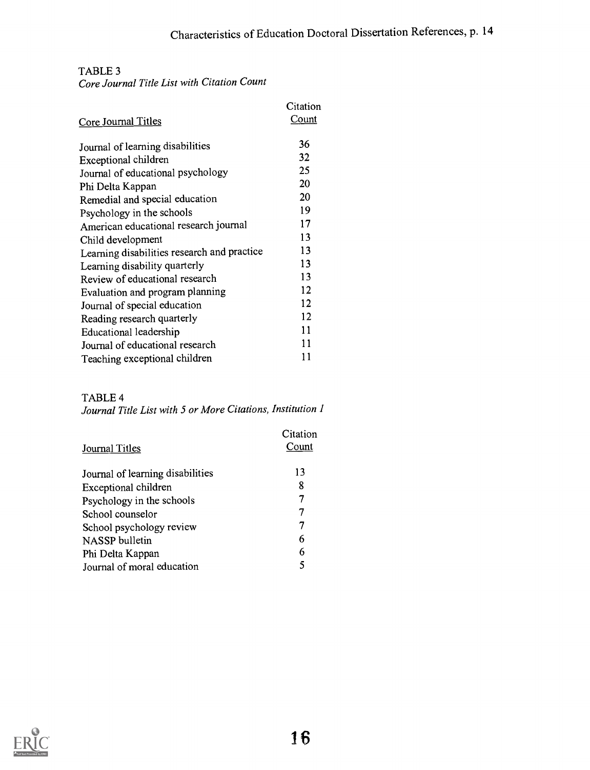TABLE 3

*Core Journal Title List with Citation Count*

| Core Journal Titles | Citation Count |
|---|---|
| Journal of learning disabilities | 36 |
| Exceptional children | 32 |
| Journal of educational psychology | 25 |
| Phi Delta Kappan | 20 |
| Remedial and special education | 20 |
| Psychology in the schools | 19 |
| American educational research journal | 17 |
| Child development | 13 |
| Learning disabilities research and practice | 13 |
| Learning disability quarterly | 13 |
| Review of educational research | 13 |
| Evaluation and program planning | 12 |
| Journal of special education | 12 |
| Reading research quarterly | 12 |
| Educational leadership | 11 |
| Journal of educational research | 11 |
| Teaching exceptional children | 11 |

TABLE 4

*Journal Title List with 5 or More Citations, Institution 1*

| Journal Titles | Citation Count |
|---|---|
| Journal of learning disabilities | 13 |
| Exceptional children | 8 |
| Psychology in the schools | 7 |
| School counselor | 7 |
| School psychology review | 7 |
| NASSP bulletin | 6 |
| Phi Delta Kappan | 6 |
| Journal of moral education | 5 |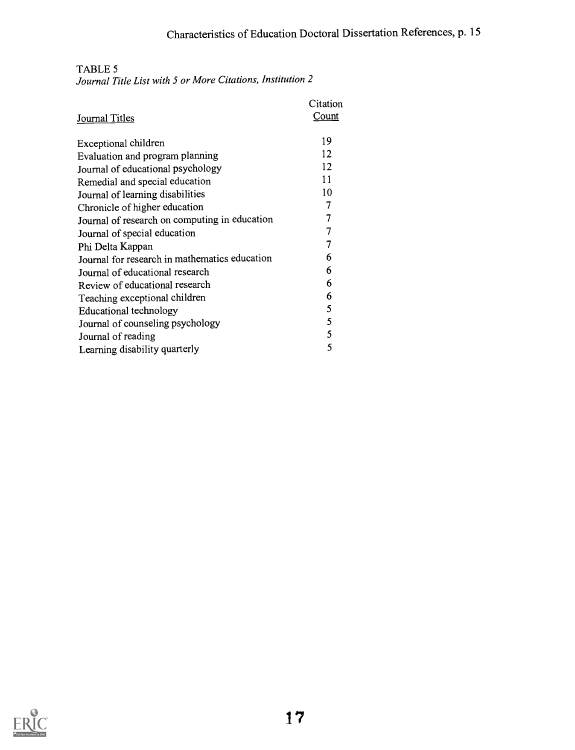TABLE 5

*Journal Title List with 5 or More Citations, Institution 2*

| Journal Titles | Citation Count |
|---|---|
| Exceptional children | 19 |
| Evaluation and program planning | 12 |
| Journal of educational psychology | 12 |
| Remedial and special education | 11 |
| Journal of learning disabilities | 10 |
| Chronicle of higher education | 7 |
| Journal of research on computing in education | 7 |
| Journal of special education | 7 |
| Phi Delta Kappan | 7 |
| Journal for research in mathematics education | 6 |
| Journal of educational research | 6 |
| Review of educational research | 6 |
| Teaching exceptional children | 6 |
| Educational technology | 5 |
| Journal of counseling psychology | 5 |
| Journal of reading | 5 |
| Learning disability quarterly | 5 |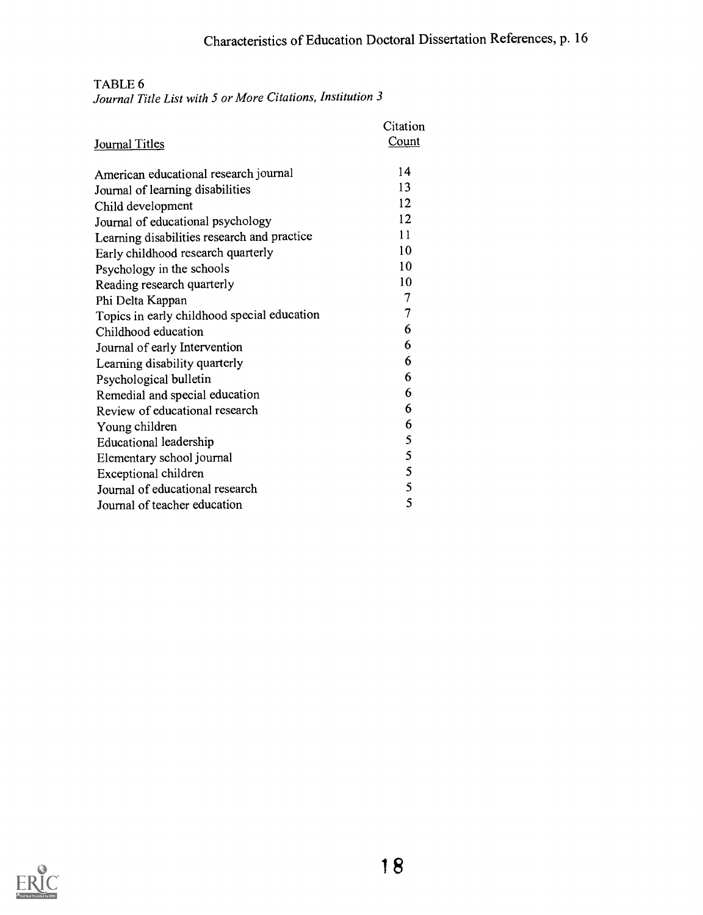TABLE 6

*Journal Title List with 5 or More Citations, Institution 3*

| Journal Titles | Citation Count |
|---|---|
| American educational research journal | 14 |
| Journal of learning disabilities | 13 |
| Child development | 12 |
| Journal of educational psychology | 12 |
| Learning disabilities research and practice | 11 |
| Early childhood research quarterly | 10 |
| Psychology in the schools | 10 |
| Reading research quarterly | 10 |
| Phi Delta Kappan | 7 |
| Topics in early childhood special education | 7 |
| Childhood education | 6 |
| Journal of early Intervention | 6 |
| Learning disability quarterly | 6 |
| Psychological bulletin | 6 |
| Remedial and special education | 6 |
| Review of educational research | 6 |
| Young children | 6 |
| Educational leadership | 5 |
| Elementary school journal | 5 |
| Exceptional children | 5 |
| Journal of educational research | 5 |
| Journal of teacher education | 5 |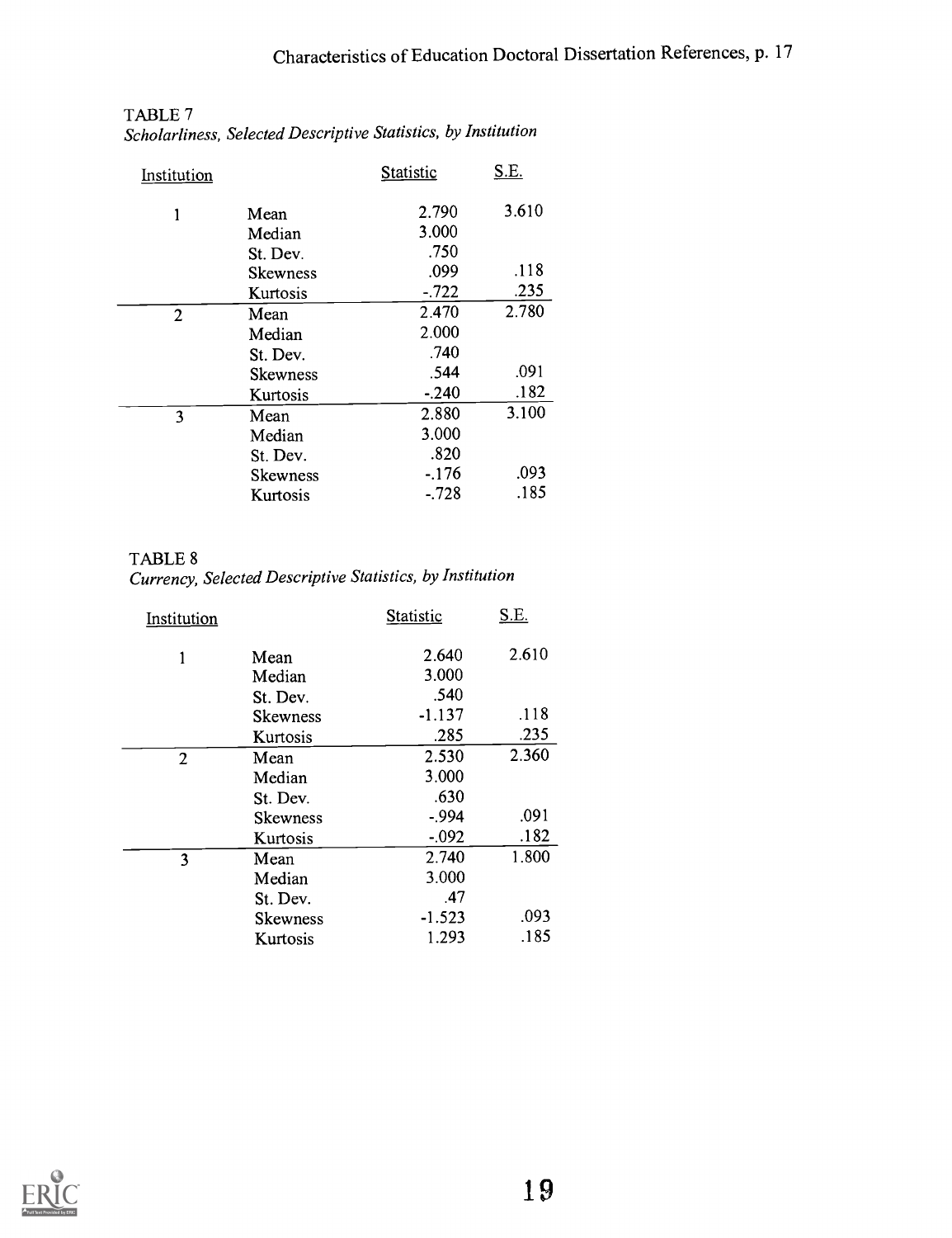TABLE 7
*Scholarliness, Selected Descriptive Statistics, by Institution*

| Institution | | Statistic | S.E. |
|---|---|---|---|
| 1 | Mean | 2.790 | 3.610 |
| | Median | 3.000 | |
| | St. Dev. | .750 | |
| | Skewness | .099 | .118 |
| | Kurtosis | -.722 | .235 |
| 2 | Mean | 2.470 | 2.780 |
| | Median | 2.000 | |
| | St. Dev. | .740 | |
| | Skewness | .544 | .091 |
| | Kurtosis | -.240 | .182 |
| 3 | Mean | 2.880 | 3.100 |
| | Median | 3.000 | |
| | St. Dev. | .820 | |
| | Skewness | -.176 | .093 |
| | Kurtosis | -.728 | .185 |

TABLE 8
*Currency, Selected Descriptive Statistics, by Institution*

| Institution | | Statistic | S.E. |
|---|---|---|---|
| 1 | Mean | 2.640 | 2.610 |
| | Median | 3.000 | |
| | St. Dev. | .540 | |
| | Skewness | -1.137 | .118 |
| | Kurtosis | .285 | .235 |
| 2 | Mean | 2.530 | 2.360 |
| | Median | 3.000 | |
| | St. Dev. | .630 | |
| | Skewness | -.994 | .091 |
| | Kurtosis | -.092 | .182 |
| 3 | Mean | 2.740 | 1.800 |
| | Median | 3.000 | |
| | St. Dev. | .47 | |
| | Skewness | -1.523 | .093 |
| | Kurtosis | 1.293 | .185 |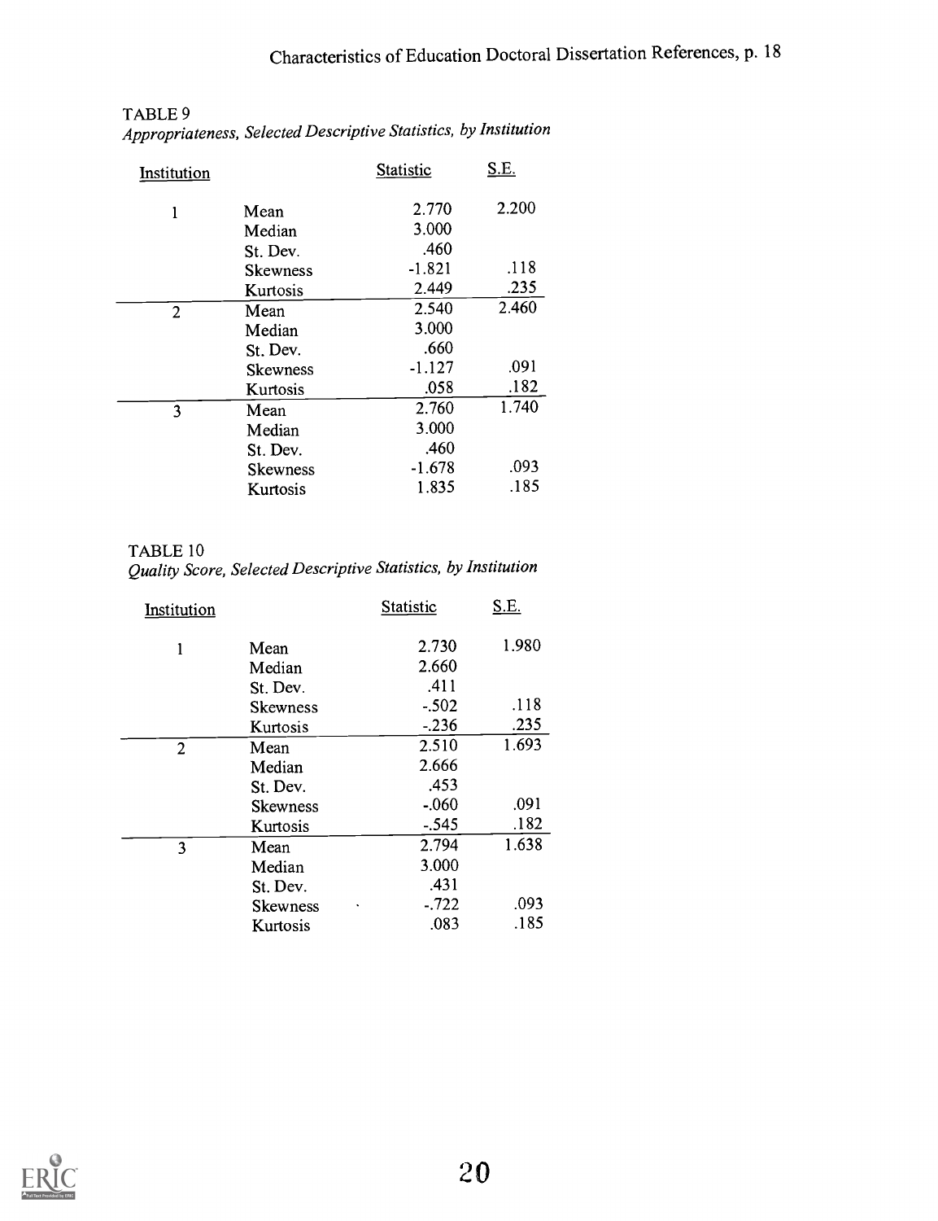TABLE 9

*Appropriateness, Selected Descriptive Statistics, by Institution*

| Institution | | Statistic | S.E. |
|---|---|---|---|
| 1 | Mean | 2.770 | 2.200 |
| | Median | 3.000 | |
| | St. Dev. | .460 | |
| | Skewness | -1.821 | .118 |
| | Kurtosis | 2.449 | .235 |
| 2 | Mean | 2.540 | 2.460 |
| | Median | 3.000 | |
| | St. Dev. | .660 | |
| | Skewness | -1.127 | .091 |
| | Kurtosis | .058 | .182 |
| 3 | Mean | 2.760 | 1.740 |
| | Median | 3.000 | |
| | St. Dev. | .460 | |
| | Skewness | -1.678 | .093 |
| | Kurtosis | 1.835 | .185 |

TABLE 10

*Quality Score, Selected Descriptive Statistics, by Institution*

| Institution | | Statistic | S.E. |
|---|---|---|---|
| 1 | Mean | 2.730 | 1.980 |
| | Median | 2.660 | |
| | St. Dev. | .411 | |
| | Skewness | -.502 | .118 |
| | Kurtosis | -.236 | .235 |
| 2 | Mean | 2.510 | 1.693 |
| | Median | 2.666 | |
| | St. Dev. | .453 | |
| | Skewness | -.060 | .091 |
| | Kurtosis | -.545 | .182 |
| 3 | Mean | 2.794 | 1.638 |
| | Median | 3.000 | |
| | St. Dev. | .431 | |
| | Skewness | -.722 | .093 |
| | Kurtosis | .083 | .185 |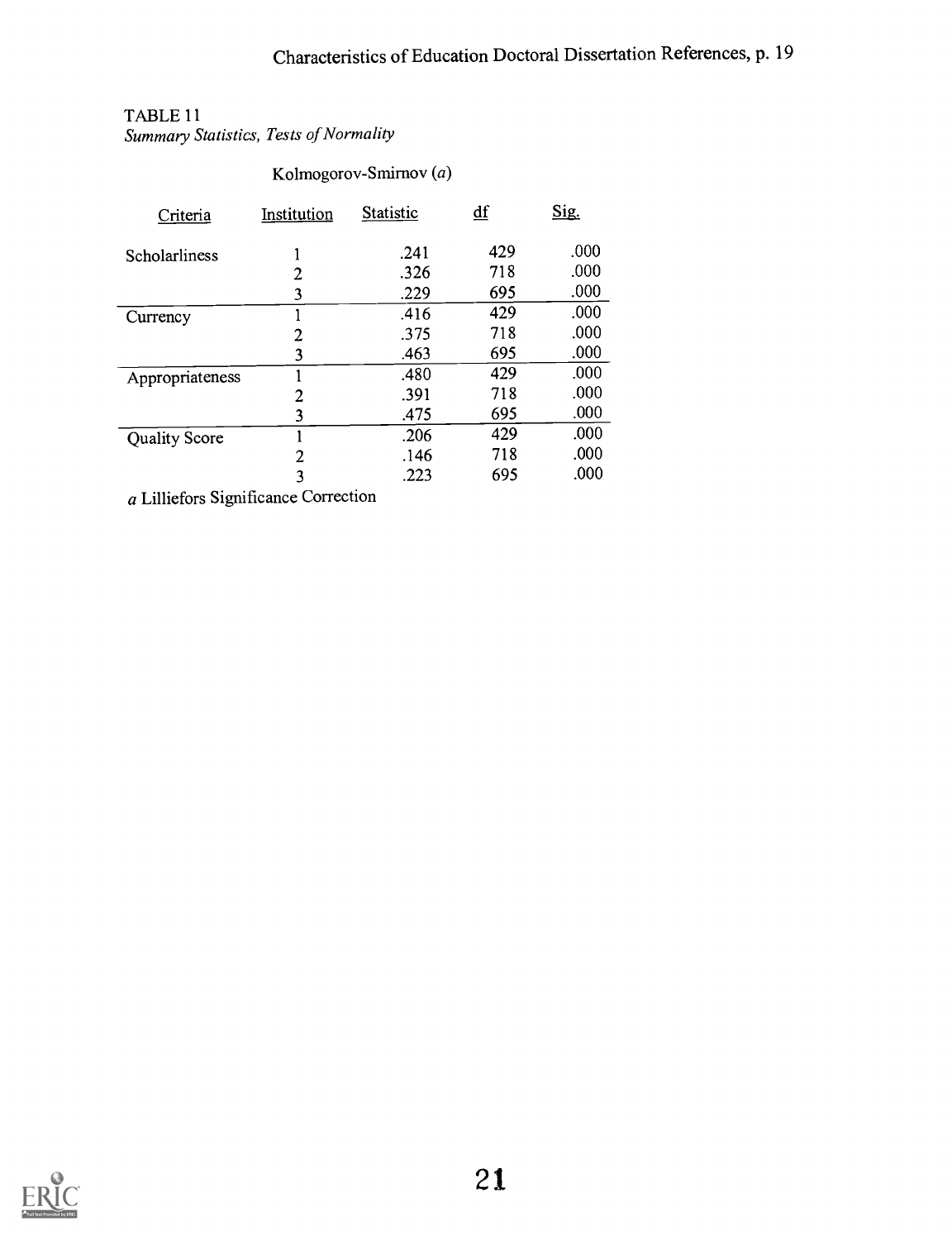TABLE 11

*Summary Statistics, Tests of Normality*

| | | Kolmogorov-Smirnov (*a*) | | |
|---|---|---|---|---|
| Criteria | Institution | Statistic | df | Sig. |
| Scholarliness | 1 | .241 | 429 | .000 |
| | 2 | .326 | 718 | .000 |
| | 3 | .229 | 695 | .000 |
| Currency | 1 | .416 | 429 | .000 |
| | 2 | .375 | 718 | .000 |
| | 3 | .463 | 695 | .000 |
| Appropriateness | 1 | .480 | 429 | .000 |
| | 2 | .391 | 718 | .000 |
| | 3 | .475 | 695 | .000 |
| Quality Score | 1 | .206 | 429 | .000 |
| | 2 | .146 | 718 | .000 |
| | 3 | .223 | 695 | .000 |

*a* Lilliefors Significance Correction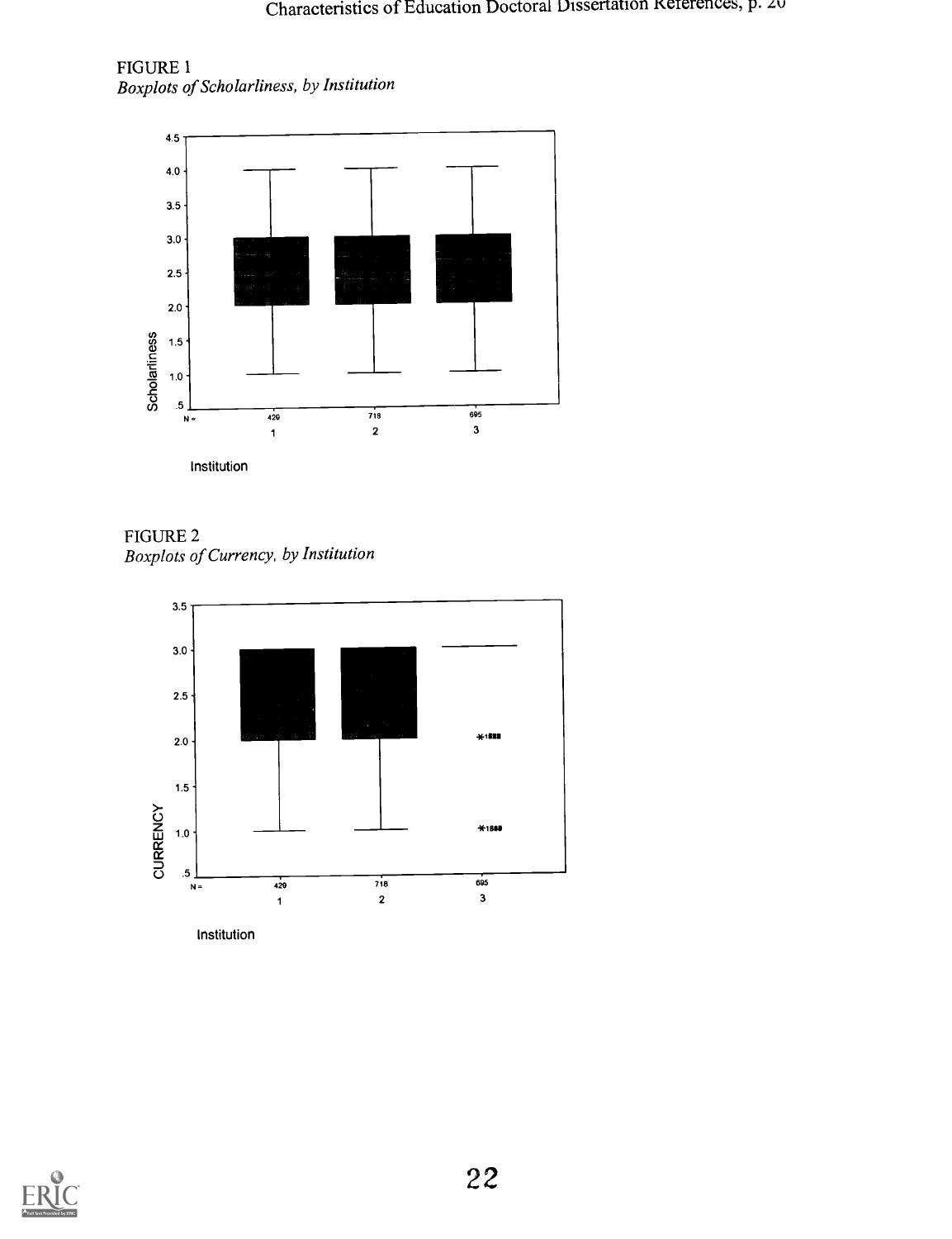FIGURE 1

*Boxplots of Scholarliness, by Institution*

FIGURE 2

*Boxplots of Currency, by Institution*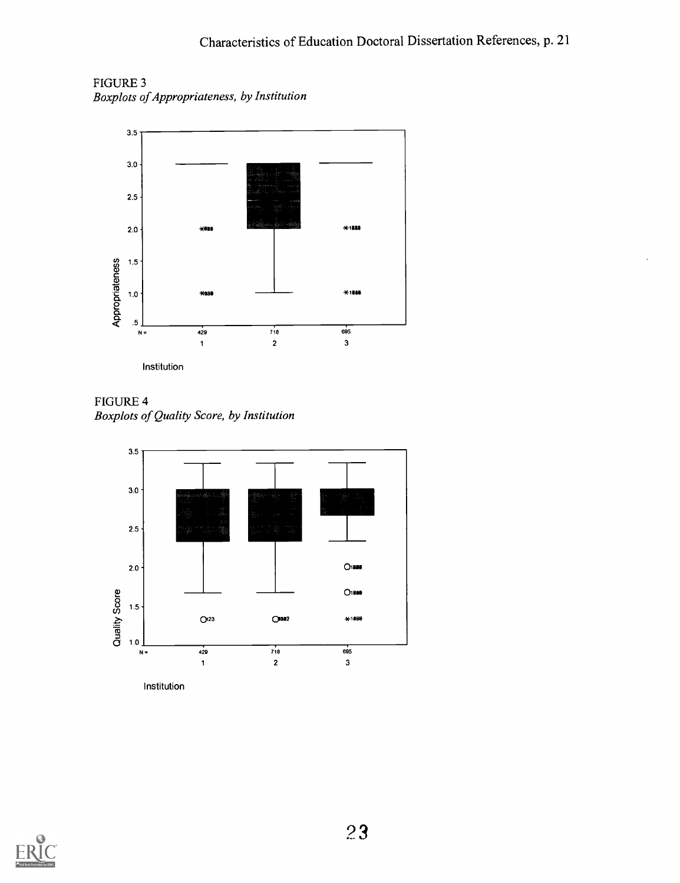FIGURE 3
*Boxplots of Appropriateness, by Institution*

FIGURE 4
*Boxplots of Quality Score, by Institution*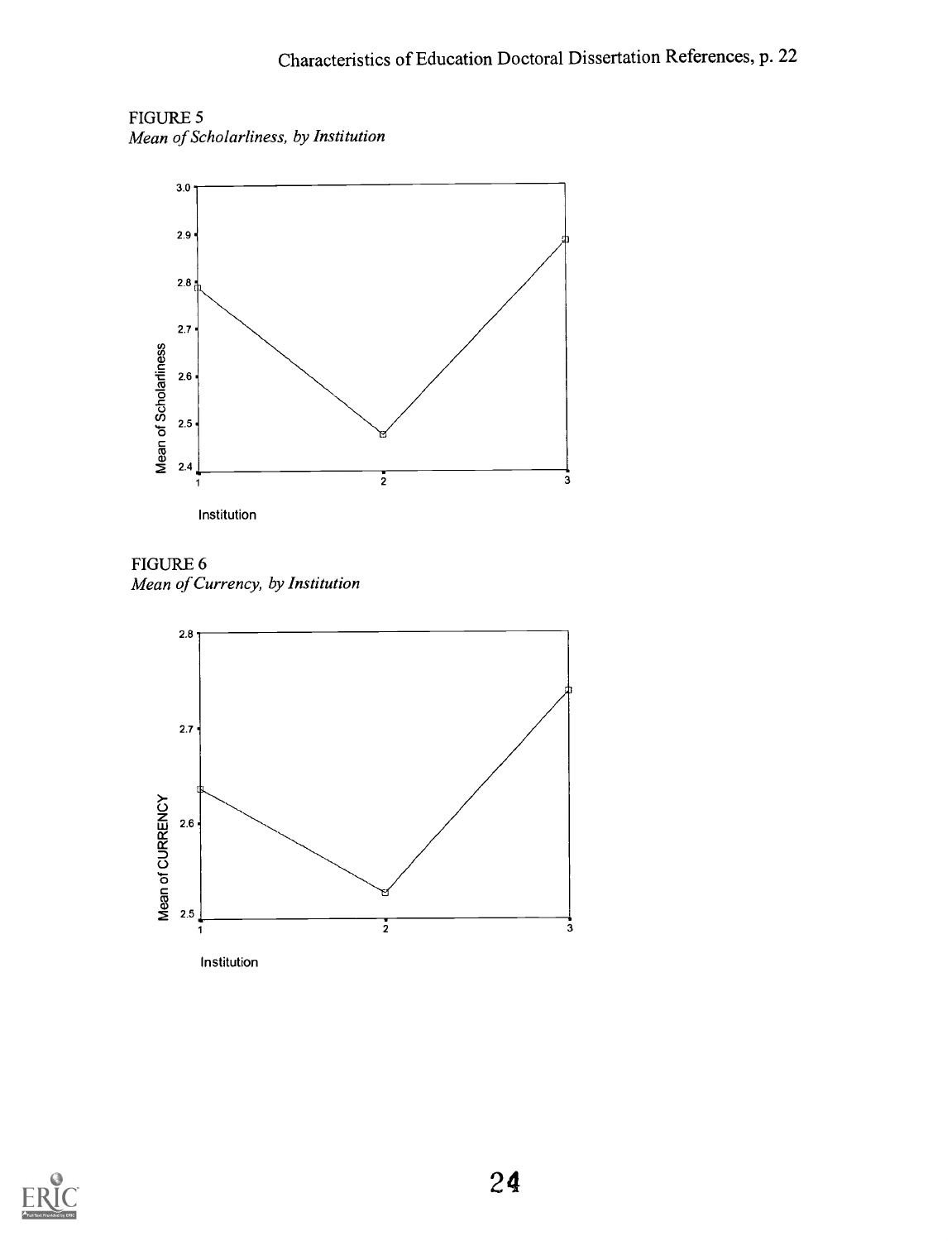FIGURE 5

*Mean of Scholarliness, by Institution*

FIGURE 6

*Mean of Currency, by Institution*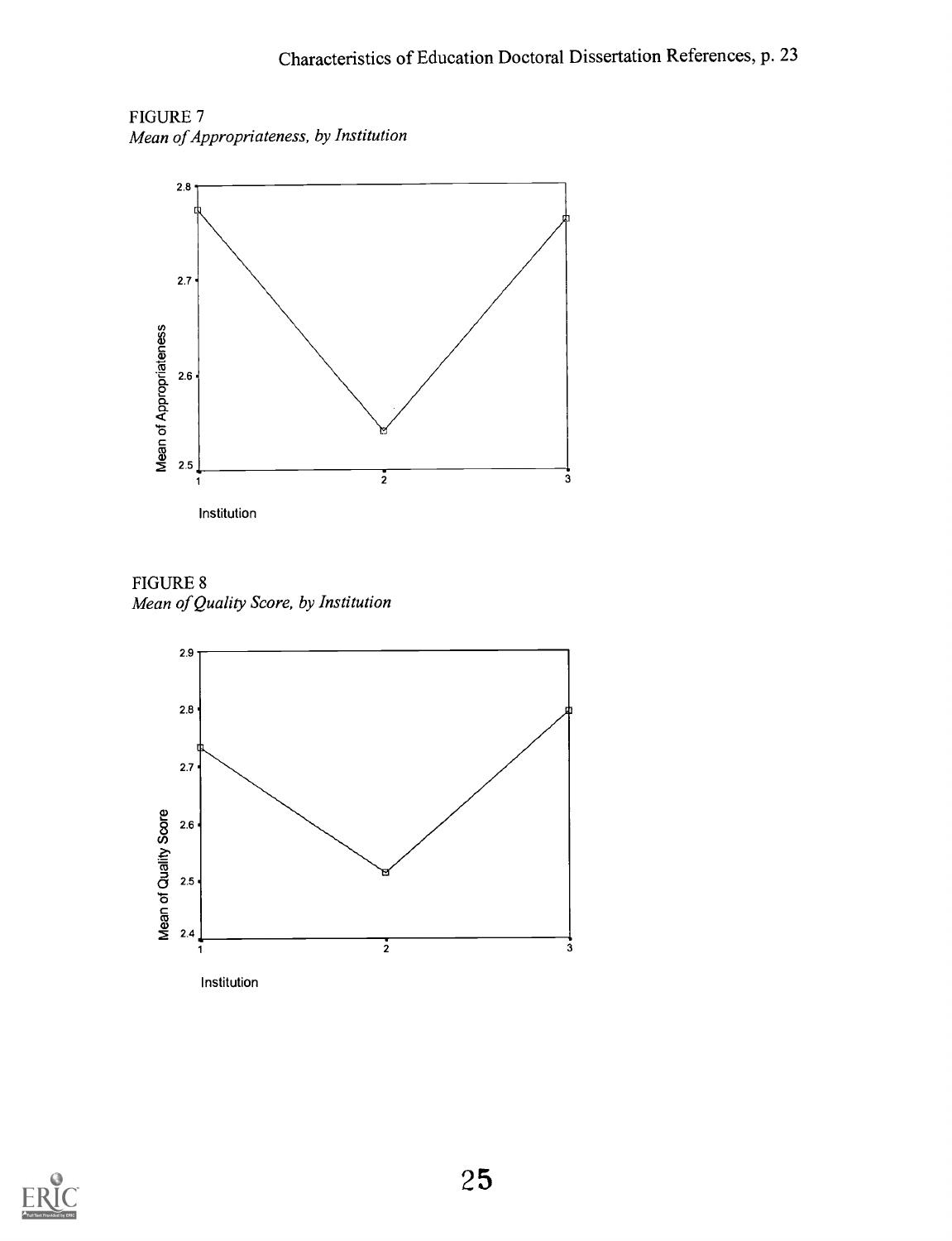FIGURE 7

*Mean of Appropriateness, by Institution*

FIGURE 8

*Mean of Quality Score, by Institution*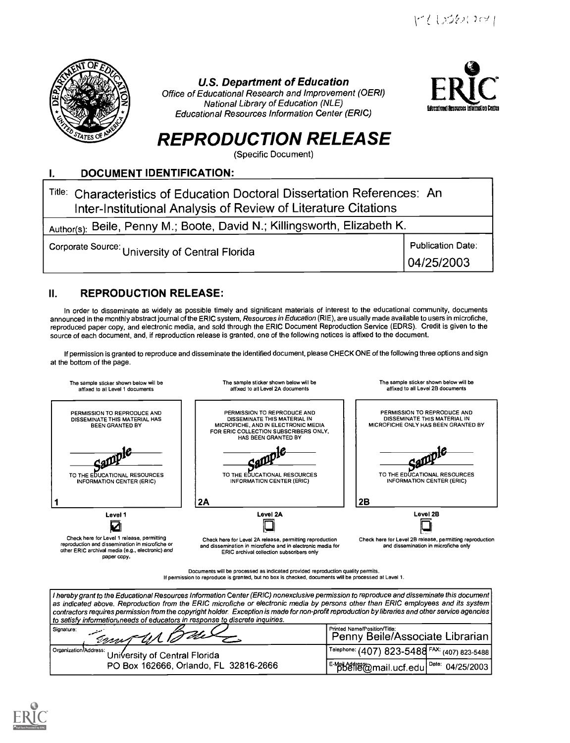**U.S. Department of Education**
*Office of Educational Research and Improvement (OERI)*
*National Library of Education (NLE)*
*Educational Resources Information Center (ERIC)*

# REPRODUCTION RELEASE

(Specific Document)

## I. DOCUMENT IDENTIFICATION:

| | |
|---|---|
| Title: Characteristics of Education Doctoral Dissertation References: An Inter-Institutional Analysis of Review of Literature Citations | |
| Author(s): Beile, Penny M.; Boote, David N.; Killingsworth, Elizabeth K. | |
| Corporate Source: University of Central Florida | Publication Date: 04/25/2003 |

## II. REPRODUCTION RELEASE:

In order to disseminate as widely as possible timely and significant materials of interest to the educational community, documents announced in the monthly abstract journal of the ERIC system, *Resources in Education* (RIE), are usually made available to users in microfiche, reproduced paper copy, and electronic media, and sold through the ERIC Document Reproduction Service (EDRS). Credit is given to the source of each document, and, if reproduction release is granted, one of the following notices is affixed to the document.

If permission is granted to reproduce and disseminate the identified document, please CHECK ONE of the following three options and sign at the bottom of the page.

| The sample sticker shown below will be affixed to all Level 1 documents | The sample sticker shown below will be affixed to all Level 2A documents | The sample sticker shown below will be affixed to all Level 2B documents |
|---|---|---|
| PERMISSION TO REPRODUCE AND DISSEMINATE THIS MATERIAL HAS BEEN GRANTED BY Sample TO THE EDUCATIONAL RESOURCES INFORMATION CENTER (ERIC) | PERMISSION TO REPRODUCE AND DISSEMINATE THIS MATERIAL IN MICROFICHE, AND IN ELECTRONIC MEDIA FOR ERIC COLLECTION SUBSCRIBERS ONLY, HAS BEEN GRANTED BY Sample TO THE EDUCATIONAL RESOURCES INFORMATION CENTER (ERIC) | PERMISSION TO REPRODUCE AND DISSEMINATE THIS MATERIAL IN MICROFICHE ONLY HAS BEEN GRANTED BY Sample TO THE EDUCATIONAL RESOURCES INFORMATION CENTER (ERIC) |
| 1 | 2A | 2B |
| Level 1 ☑ | Level 2A ☐ | Level 2B ☐ |
| Check here for Level 1 release, permitting reproduction and dissemination in microfiche or other ERIC archival media (e.g., electronic) *and* paper copy. | Check here for Level 2A release, permitting reproduction and dissemination in microfiche and in electronic media for ERIC archival collection subscribers only | Check here for Level 2B release, permitting reproduction and dissemination in microfiche only |

Documents will be processed as indicated provided reproduction quality permits.
If permission to reproduce is granted, but no box is checked, documents will be processed at Level 1.

*I hereby grant to the Educational Resources Information Center (ERIC) nonexclusive permission to reproduce and disseminate this document as indicated above. Reproduction from the ERIC microfiche or electronic media by persons other than ERIC employees and its system contractors requires permission from the copyright holder. Exception is made for non-profit reproduction by libraries and other service agencies to satisfy information needs of educators in response to discrete inquiries.*

| | | |
|---|---|---|
| Signature: | Printed Name/Position/Title: Penny Beile/Associate Librarian | |
| Organization/Address: University of Central Florida PO Box 162666, Orlando, FL 32816-2666 | Telephone: (407) 823-5488 | FAX: (407) 823-5488 |
| | E-Mail Address: pbeile@mail.ucf.edu | Date: 04/25/2003 |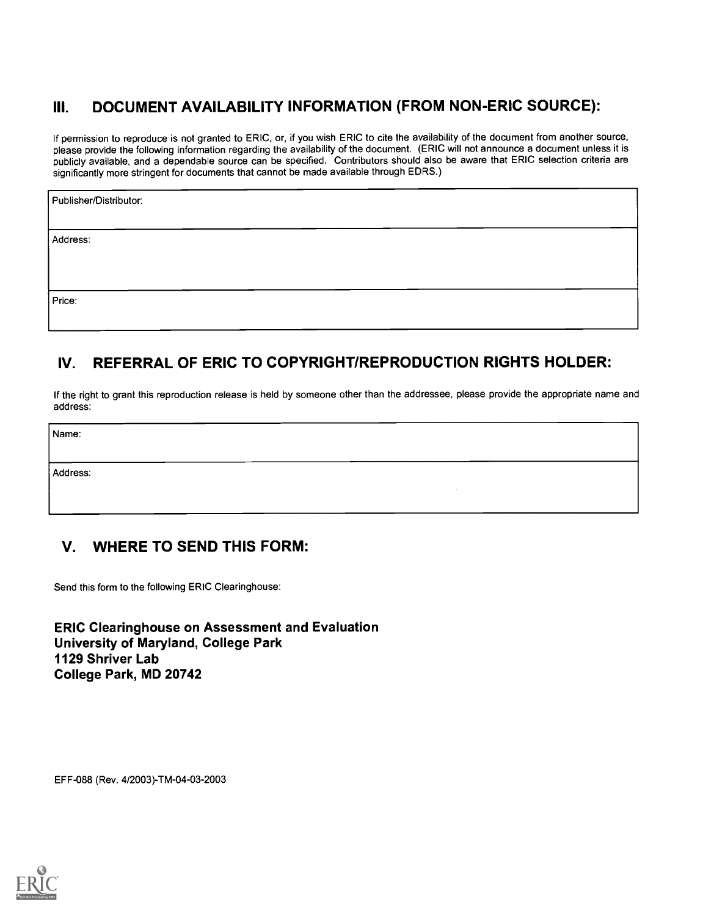## III. DOCUMENT AVAILABILITY INFORMATION (FROM NON-ERIC SOURCE):

If permission to reproduce is not granted to ERIC, or, if you wish ERIC to cite the availability of the document from another source, please provide the following information regarding the availability of the document. (ERIC will not announce a document unless it is publicly available, and a dependable source can be specified. Contributors should also be aware that ERIC selection criteria are significantly more stringent for documents that cannot be made available through EDRS.)

| |
|---|
| Publisher/Distributor: |
| Address: |
| Price: |

## IV. REFERRAL OF ERIC TO COPYRIGHT/REPRODUCTION RIGHTS HOLDER:

If the right to grant this reproduction release is held by someone other than the addressee, please provide the appropriate name and address:

| |
|---|
| Name: |
| Address: |

## V. WHERE TO SEND THIS FORM:

Send this form to the following ERIC Clearinghouse:

**ERIC Clearinghouse on Assessment and Evaluation**
**University of Maryland, College Park**
**1129 Shriver Lab**
**College Park, MD 20742**

EFF-088 (Rev. 4/2003)-TM-04-03-2003